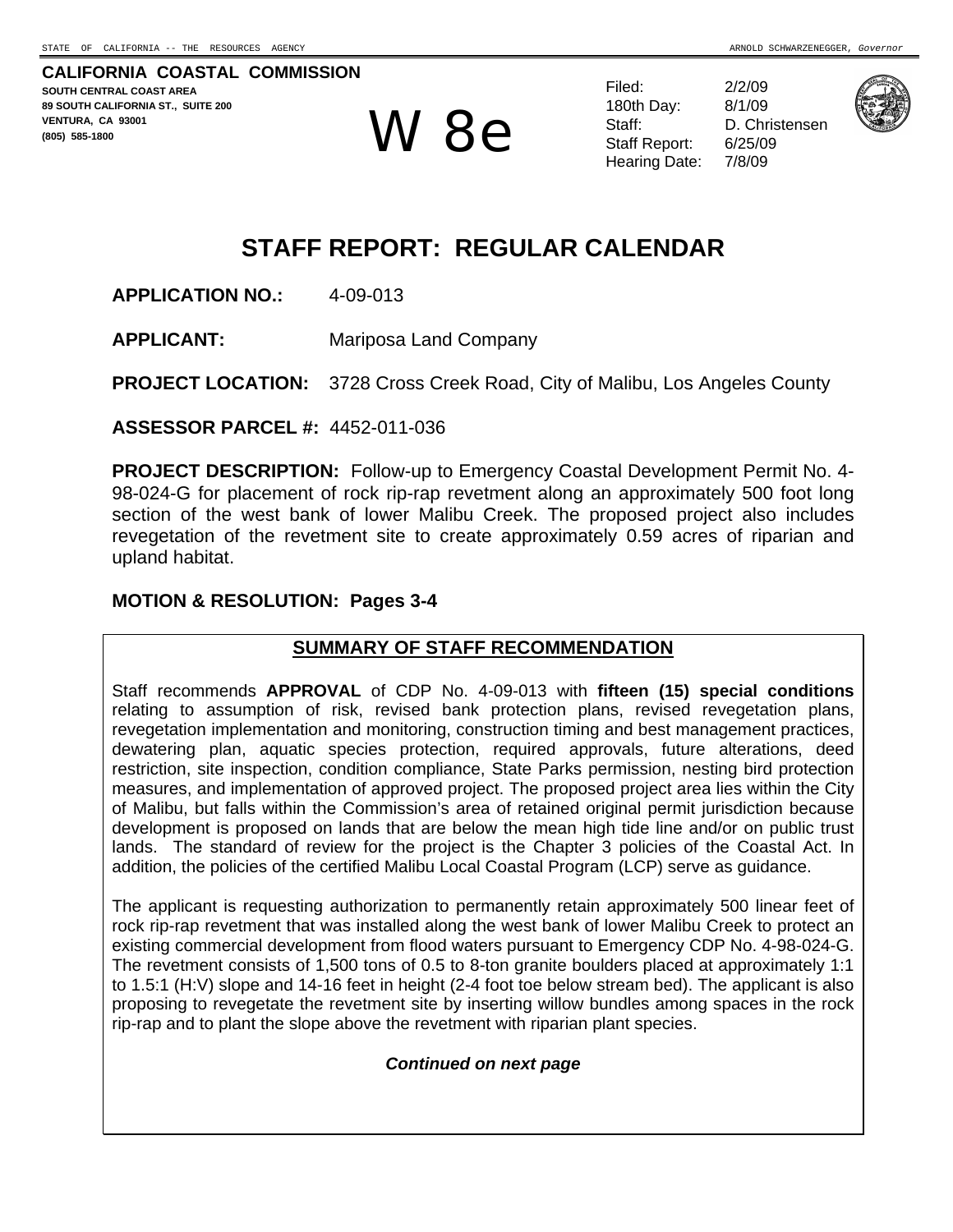STATE OF CALIFORNIA -- THE RESOURCES AGENCY ARNOLD SCHWARZENEGGER, *Governor*

**CALIFORNIA COASTAL COMMISSION**
**SOUTH CENTRAL COAST AREA**
**89 SOUTH CALIFORNIA ST., SUITE 200**
**VENTURA, CA 93001**
**(805) 585-1800**

W 8e

| | |
|---|---|
| Filed: | 2/2/09 |
| 180th Day: | 8/1/09 |
| Staff: | D. Christensen |
| Staff Report: | 6/25/09 |
| Hearing Date: | 7/8/09 |

# STAFF REPORT: REGULAR CALENDAR

**APPLICATION NO.:** 4-09-013

**APPLICANT:** Mariposa Land Company

**PROJECT LOCATION:** 3728 Cross Creek Road, City of Malibu, Los Angeles County

**ASSESSOR PARCEL #:** 4452-011-036

**PROJECT DESCRIPTION:** Follow-up to Emergency Coastal Development Permit No. 4-98-024-G for placement of rock rip-rap revetment along an approximately 500 foot long section of the west bank of lower Malibu Creek. The proposed project also includes revegetation of the revetment site to create approximately 0.59 acres of riparian and upland habitat.

**MOTION & RESOLUTION: Pages 3-4**

## SUMMARY OF STAFF RECOMMENDATION

Staff recommends **APPROVAL** of CDP No. 4-09-013 with **fifteen (15) special conditions** relating to assumption of risk, revised bank protection plans, revised revegetation plans, revegetation implementation and monitoring, construction timing and best management practices, dewatering plan, aquatic species protection, required approvals, future alterations, deed restriction, site inspection, condition compliance, State Parks permission, nesting bird protection measures, and implementation of approved project. The proposed project area lies within the City of Malibu, but falls within the Commission's area of retained original permit jurisdiction because development is proposed on lands that are below the mean high tide line and/or on public trust lands. The standard of review for the project is the Chapter 3 policies of the Coastal Act. In addition, the policies of the certified Malibu Local Coastal Program (LCP) serve as guidance.

The applicant is requesting authorization to permanently retain approximately 500 linear feet of rock rip-rap revetment that was installed along the west bank of lower Malibu Creek to protect an existing commercial development from flood waters pursuant to Emergency CDP No. 4-98-024-G. The revetment consists of 1,500 tons of 0.5 to 8-ton granite boulders placed at approximately 1:1 to 1.5:1 (H:V) slope and 14-16 feet in height (2-4 foot toe below stream bed). The applicant is also proposing to revegetate the revetment site by inserting willow bundles among spaces in the rock rip-rap and to plant the slope above the revetment with riparian plant species.

***Continued on next page***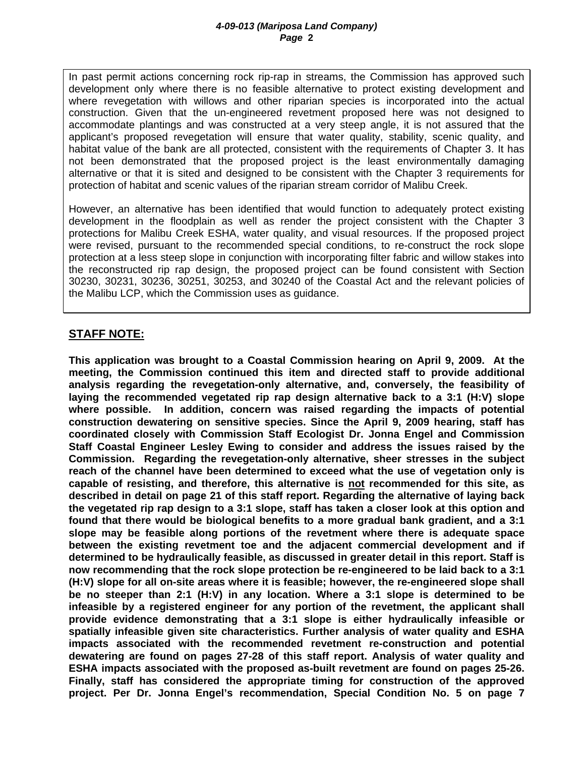In past permit actions concerning rock rip-rap in streams, the Commission has approved such development only where there is no feasible alternative to protect existing development and where revegetation with willows and other riparian species is incorporated into the actual construction. Given that the un-engineered revetment proposed here was not designed to accommodate plantings and was constructed at a very steep angle, it is not assured that the applicant's proposed revegetation will ensure that water quality, stability, scenic quality, and habitat value of the bank are all protected, consistent with the requirements of Chapter 3. It has not been demonstrated that the proposed project is the least environmentally damaging alternative or that it is sited and designed to be consistent with the Chapter 3 requirements for protection of habitat and scenic values of the riparian stream corridor of Malibu Creek.

However, an alternative has been identified that would function to adequately protect existing development in the floodplain as well as render the project consistent with the Chapter 3 protections for Malibu Creek ESHA, water quality, and visual resources. If the proposed project were revised, pursuant to the recommended special conditions, to re-construct the rock slope protection at a less steep slope in conjunction with incorporating filter fabric and willow stakes into the reconstructed rip rap design, the proposed project can be found consistent with Section 30230, 30231, 30236, 30251, 30253, and 30240 of the Coastal Act and the relevant policies of the Malibu LCP, which the Commission uses as guidance.

## STAFF NOTE:

**This application was brought to a Coastal Commission hearing on April 9, 2009. At the meeting, the Commission continued this item and directed staff to provide additional analysis regarding the revegetation-only alternative, and, conversely, the feasibility of laying the recommended vegetated rip rap design alternative back to a 3:1 (H:V) slope where possible. In addition, concern was raised regarding the impacts of potential construction dewatering on sensitive species. Since the April 9, 2009 hearing, staff has coordinated closely with Commission Staff Ecologist Dr. Jonna Engel and Commission Staff Coastal Engineer Lesley Ewing to consider and address the issues raised by the Commission. Regarding the revegetation-only alternative, sheer stresses in the subject reach of the channel have been determined to exceed what the use of vegetation only is capable of resisting, and therefore, this alternative is <u>not</u> recommended for this site, as described in detail on page 21 of this staff report. Regarding the alternative of laying back the vegetated rip rap design to a 3:1 slope, staff has taken a closer look at this option and found that there would be biological benefits to a more gradual bank gradient, and a 3:1 slope may be feasible along portions of the revetment where there is adequate space between the existing revetment toe and the adjacent commercial development and if determined to be hydraulically feasible, as discussed in greater detail in this report. Staff is now recommending that the rock slope protection be re-engineered to be laid back to a 3:1 (H:V) slope for all on-site areas where it is feasible; however, the re-engineered slope shall be no steeper than 2:1 (H:V) in any location. Where a 3:1 slope is determined to be infeasible by a registered engineer for any portion of the revetment, the applicant shall provide evidence demonstrating that a 3:1 slope is either hydraulically infeasible or spatially infeasible given site characteristics. Further analysis of water quality and ESHA impacts associated with the recommended revetment re-construction and potential dewatering are found on pages 27-28 of this staff report. Analysis of water quality and ESHA impacts associated with the proposed as-built revetment are found on pages 25-26. Finally, staff has considered the appropriate timing for construction of the approved project. Per Dr. Jonna Engel's recommendation, Special Condition No. 5 on page 7**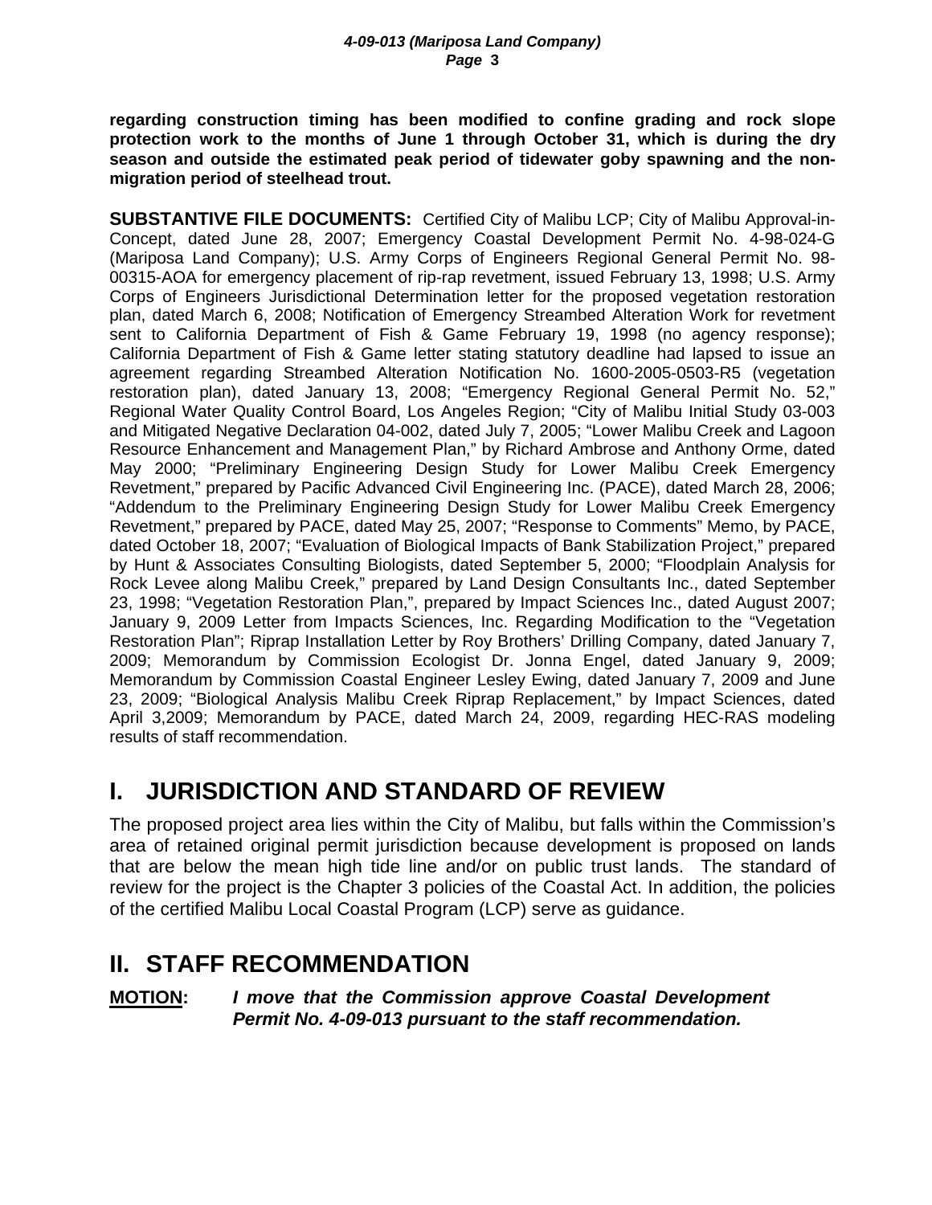**regarding construction timing has been modified to confine grading and rock slope protection work to the months of June 1 through October 31, which is during the dry season and outside the estimated peak period of tidewater goby spawning and the non-migration period of steelhead trout.**

**SUBSTANTIVE FILE DOCUMENTS:** Certified City of Malibu LCP; City of Malibu Approval-in-Concept, dated June 28, 2007; Emergency Coastal Development Permit No. 4-98-024-G (Mariposa Land Company); U.S. Army Corps of Engineers Regional General Permit No. 98-00315-AOA for emergency placement of rip-rap revetment, issued February 13, 1998; U.S. Army Corps of Engineers Jurisdictional Determination letter for the proposed vegetation restoration plan, dated March 6, 2008; Notification of Emergency Streambed Alteration Work for revetment sent to California Department of Fish & Game February 19, 1998 (no agency response); California Department of Fish & Game letter stating statutory deadline had lapsed to issue an agreement regarding Streambed Alteration Notification No. 1600-2005-0503-R5 (vegetation restoration plan), dated January 13, 2008; "Emergency Regional General Permit No. 52," Regional Water Quality Control Board, Los Angeles Region; "City of Malibu Initial Study 03-003 and Mitigated Negative Declaration 04-002, dated July 7, 2005; "Lower Malibu Creek and Lagoon Resource Enhancement and Management Plan," by Richard Ambrose and Anthony Orme, dated May 2000; "Preliminary Engineering Design Study for Lower Malibu Creek Emergency Revetment," prepared by Pacific Advanced Civil Engineering Inc. (PACE), dated March 28, 2006; "Addendum to the Preliminary Engineering Design Study for Lower Malibu Creek Emergency Revetment," prepared by PACE, dated May 25, 2007; "Response to Comments" Memo, by PACE, dated October 18, 2007; "Evaluation of Biological Impacts of Bank Stabilization Project," prepared by Hunt & Associates Consulting Biologists, dated September 5, 2000; "Floodplain Analysis for Rock Levee along Malibu Creek," prepared by Land Design Consultants Inc., dated September 23, 1998; "Vegetation Restoration Plan,", prepared by Impact Sciences Inc., dated August 2007; January 9, 2009 Letter from Impacts Sciences, Inc. Regarding Modification to the "Vegetation Restoration Plan"; Riprap Installation Letter by Roy Brothers' Drilling Company, dated January 7, 2009; Memorandum by Commission Ecologist Dr. Jonna Engel, dated January 9, 2009; Memorandum by Commission Coastal Engineer Lesley Ewing, dated January 7, 2009 and June 23, 2009; "Biological Analysis Malibu Creek Riprap Replacement," by Impact Sciences, dated April 3,2009; Memorandum by PACE, dated March 24, 2009, regarding HEC-RAS modeling results of staff recommendation.

# I. JURISDICTION AND STANDARD OF REVIEW

The proposed project area lies within the City of Malibu, but falls within the Commission's area of retained original permit jurisdiction because development is proposed on lands that are below the mean high tide line and/or on public trust lands. The standard of review for the project is the Chapter 3 policies of the Coastal Act. In addition, the policies of the certified Malibu Local Coastal Program (LCP) serve as guidance.

# II. STAFF RECOMMENDATION

**MOTION:** ***I move that the Commission approve Coastal Development Permit No. 4-09-013 pursuant to the staff recommendation.***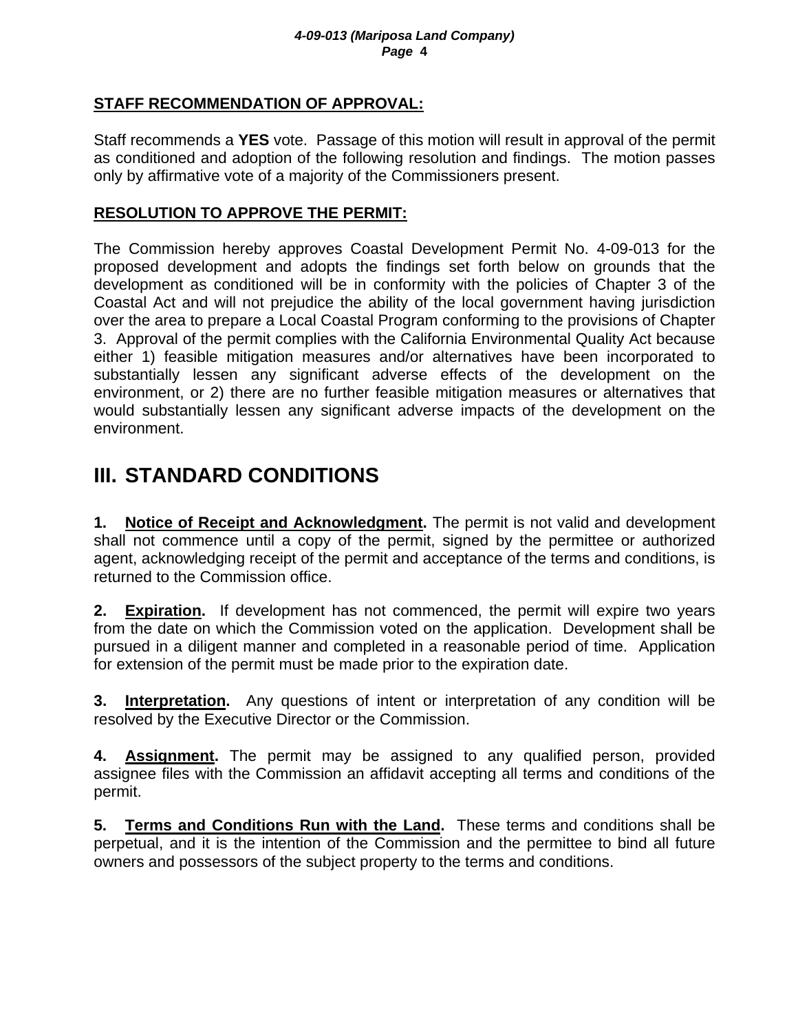**STAFF RECOMMENDATION OF APPROVAL:**

Staff recommends a **YES** vote. Passage of this motion will result in approval of the permit as conditioned and adoption of the following resolution and findings. The motion passes only by affirmative vote of a majority of the Commissioners present.

**RESOLUTION TO APPROVE THE PERMIT:**

The Commission hereby approves Coastal Development Permit No. 4-09-013 for the proposed development and adopts the findings set forth below on grounds that the development as conditioned will be in conformity with the policies of Chapter 3 of the Coastal Act and will not prejudice the ability of the local government having jurisdiction over the area to prepare a Local Coastal Program conforming to the provisions of Chapter 3. Approval of the permit complies with the California Environmental Quality Act because either 1) feasible mitigation measures and/or alternatives have been incorporated to substantially lessen any significant adverse effects of the development on the environment, or 2) there are no further feasible mitigation measures or alternatives that would substantially lessen any significant adverse impacts of the development on the environment.

# III. STANDARD CONDITIONS

**1. Notice of Receipt and Acknowledgment.** The permit is not valid and development shall not commence until a copy of the permit, signed by the permittee or authorized agent, acknowledging receipt of the permit and acceptance of the terms and conditions, is returned to the Commission office.

**2. Expiration.** If development has not commenced, the permit will expire two years from the date on which the Commission voted on the application. Development shall be pursued in a diligent manner and completed in a reasonable period of time. Application for extension of the permit must be made prior to the expiration date.

**3. Interpretation.** Any questions of intent or interpretation of any condition will be resolved by the Executive Director or the Commission.

**4. Assignment.** The permit may be assigned to any qualified person, provided assignee files with the Commission an affidavit accepting all terms and conditions of the permit.

**5. Terms and Conditions Run with the Land.** These terms and conditions shall be perpetual, and it is the intention of the Commission and the permittee to bind all future owners and possessors of the subject property to the terms and conditions.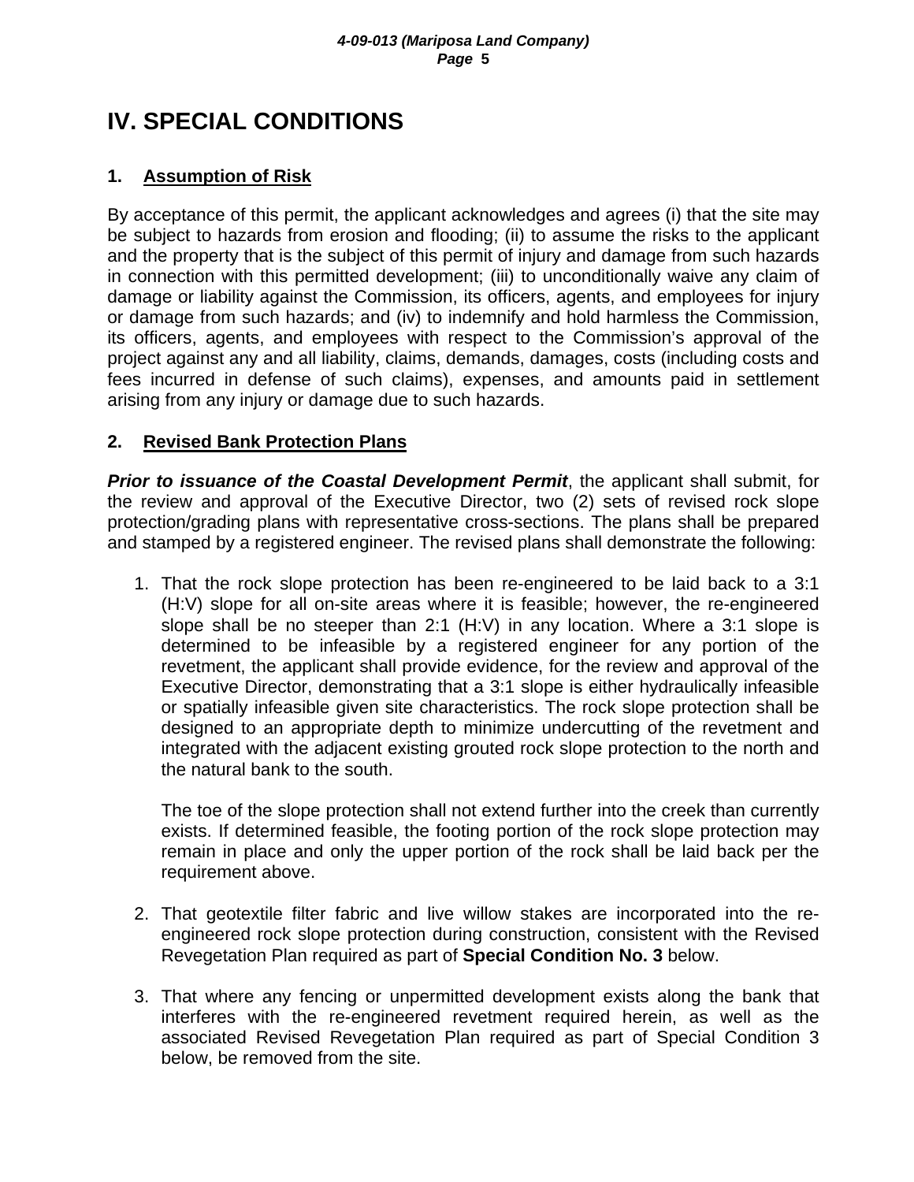# IV. SPECIAL CONDITIONS

## 1. Assumption of Risk

By acceptance of this permit, the applicant acknowledges and agrees (i) that the site may be subject to hazards from erosion and flooding; (ii) to assume the risks to the applicant and the property that is the subject of this permit of injury and damage from such hazards in connection with this permitted development; (iii) to unconditionally waive any claim of damage or liability against the Commission, its officers, agents, and employees for injury or damage from such hazards; and (iv) to indemnify and hold harmless the Commission, its officers, agents, and employees with respect to the Commission's approval of the project against any and all liability, claims, demands, damages, costs (including costs and fees incurred in defense of such claims), expenses, and amounts paid in settlement arising from any injury or damage due to such hazards.

## 2. Revised Bank Protection Plans

***Prior to issuance of the Coastal Development Permit***, the applicant shall submit, for the review and approval of the Executive Director, two (2) sets of revised rock slope protection/grading plans with representative cross-sections. The plans shall be prepared and stamped by a registered engineer. The revised plans shall demonstrate the following:

1. That the rock slope protection has been re-engineered to be laid back to a 3:1 (H:V) slope for all on-site areas where it is feasible; however, the re-engineered slope shall be no steeper than 2:1 (H:V) in any location. Where a 3:1 slope is determined to be infeasible by a registered engineer for any portion of the revetment, the applicant shall provide evidence, for the review and approval of the Executive Director, demonstrating that a 3:1 slope is either hydraulically infeasible or spatially infeasible given site characteristics. The rock slope protection shall be designed to an appropriate depth to minimize undercutting of the revetment and integrated with the adjacent existing grouted rock slope protection to the north and the natural bank to the south.

   The toe of the slope protection shall not extend further into the creek than currently exists. If determined feasible, the footing portion of the rock slope protection may remain in place and only the upper portion of the rock shall be laid back per the requirement above.

2. That geotextile filter fabric and live willow stakes are incorporated into the re-engineered rock slope protection during construction, consistent with the Revised Revegetation Plan required as part of **Special Condition No. 3** below.

3. That where any fencing or unpermitted development exists along the bank that interferes with the re-engineered revetment required herein, as well as the associated Revised Revegetation Plan required as part of Special Condition 3 below, be removed from the site.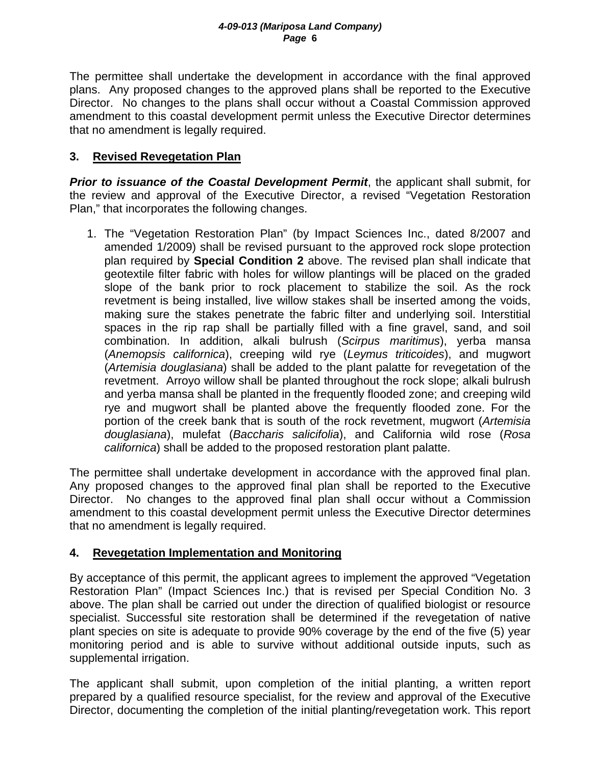The permittee shall undertake the development in accordance with the final approved plans. Any proposed changes to the approved plans shall be reported to the Executive Director. No changes to the plans shall occur without a Coastal Commission approved amendment to this coastal development permit unless the Executive Director determines that no amendment is legally required.

## 3. Revised Revegetation Plan

***Prior to issuance of the Coastal Development Permit***, the applicant shall submit, for the review and approval of the Executive Director, a revised "Vegetation Restoration Plan," that incorporates the following changes.

1. The "Vegetation Restoration Plan" (by Impact Sciences Inc., dated 8/2007 and amended 1/2009) shall be revised pursuant to the approved rock slope protection plan required by **Special Condition 2** above. The revised plan shall indicate that geotextile filter fabric with holes for willow plantings will be placed on the graded slope of the bank prior to rock placement to stabilize the soil. As the rock revetment is being installed, live willow stakes shall be inserted among the voids, making sure the stakes penetrate the fabric filter and underlying soil. Interstitial spaces in the rip rap shall be partially filled with a fine gravel, sand, and soil combination. In addition, alkali bulrush (*Scirpus maritimus*), yerba mansa (*Anemopsis californica*), creeping wild rye (*Leymus triticoides*), and mugwort (*Artemisia douglasiana*) shall be added to the plant palatte for revegetation of the revetment. Arroyo willow shall be planted throughout the rock slope; alkali bulrush and yerba mansa shall be planted in the frequently flooded zone; and creeping wild rye and mugwort shall be planted above the frequently flooded zone. For the portion of the creek bank that is south of the rock revetment, mugwort (*Artemisia douglasiana*), mulefat (*Baccharis salicifolia*), and California wild rose (*Rosa californica*) shall be added to the proposed restoration plant palatte.

The permittee shall undertake development in accordance with the approved final plan. Any proposed changes to the approved final plan shall be reported to the Executive Director. No changes to the approved final plan shall occur without a Commission amendment to this coastal development permit unless the Executive Director determines that no amendment is legally required.

## 4. Revegetation Implementation and Monitoring

By acceptance of this permit, the applicant agrees to implement the approved "Vegetation Restoration Plan" (Impact Sciences Inc.) that is revised per Special Condition No. 3 above. The plan shall be carried out under the direction of qualified biologist or resource specialist. Successful site restoration shall be determined if the revegetation of native plant species on site is adequate to provide 90% coverage by the end of the five (5) year monitoring period and is able to survive without additional outside inputs, such as supplemental irrigation.

The applicant shall submit, upon completion of the initial planting, a written report prepared by a qualified resource specialist, for the review and approval of the Executive Director, documenting the completion of the initial planting/revegetation work. This report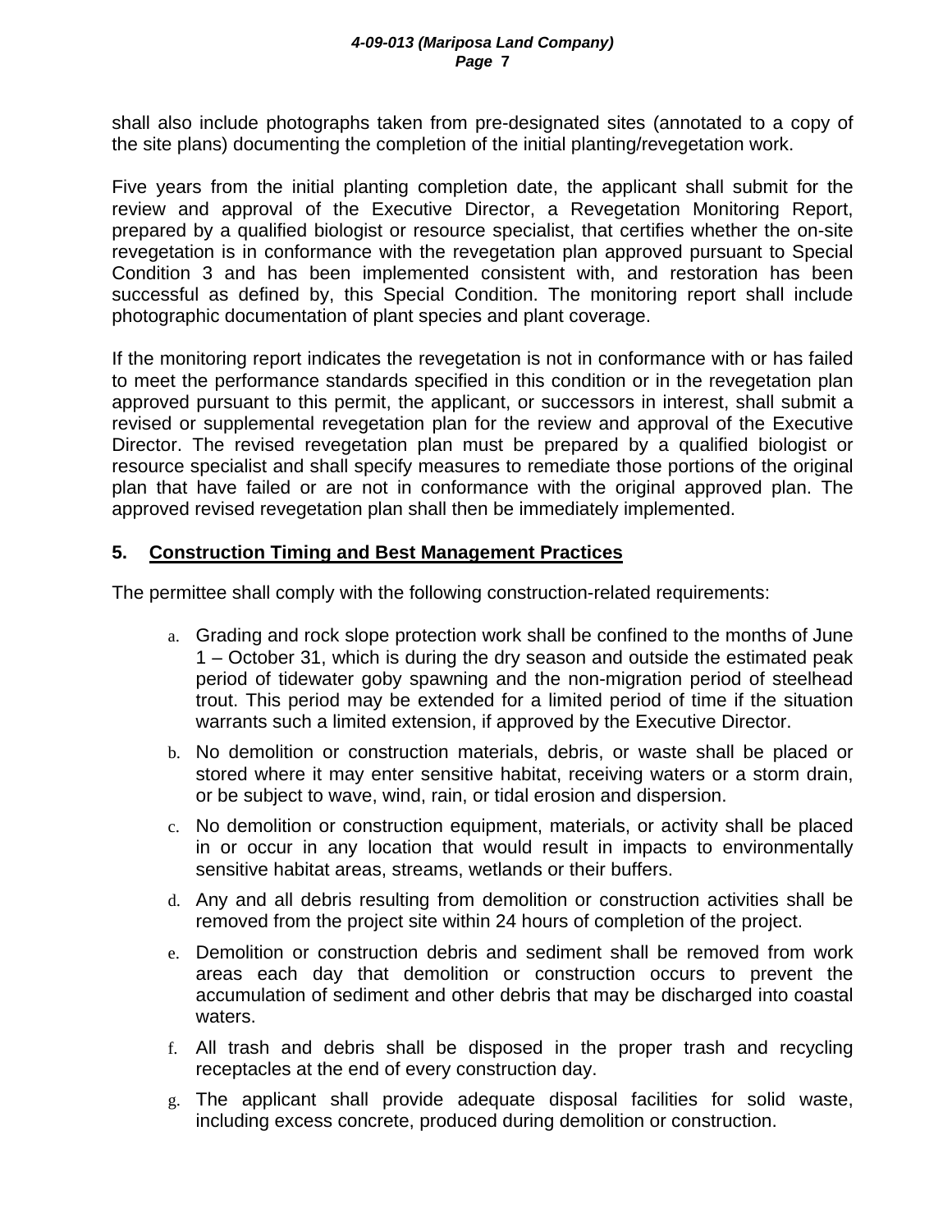shall also include photographs taken from pre-designated sites (annotated to a copy of the site plans) documenting the completion of the initial planting/revegetation work.

Five years from the initial planting completion date, the applicant shall submit for the review and approval of the Executive Director, a Revegetation Monitoring Report, prepared by a qualified biologist or resource specialist, that certifies whether the on-site revegetation is in conformance with the revegetation plan approved pursuant to Special Condition 3 and has been implemented consistent with, and restoration has been successful as defined by, this Special Condition. The monitoring report shall include photographic documentation of plant species and plant coverage.

If the monitoring report indicates the revegetation is not in conformance with or has failed to meet the performance standards specified in this condition or in the revegetation plan approved pursuant to this permit, the applicant, or successors in interest, shall submit a revised or supplemental revegetation plan for the review and approval of the Executive Director. The revised revegetation plan must be prepared by a qualified biologist or resource specialist and shall specify measures to remediate those portions of the original plan that have failed or are not in conformance with the original approved plan. The approved revised revegetation plan shall then be immediately implemented.

### 5. Construction Timing and Best Management Practices

The permittee shall comply with the following construction-related requirements:

a. Grading and rock slope protection work shall be confined to the months of June 1 – October 31, which is during the dry season and outside the estimated peak period of tidewater goby spawning and the non-migration period of steelhead trout. This period may be extended for a limited period of time if the situation warrants such a limited extension, if approved by the Executive Director.

b. No demolition or construction materials, debris, or waste shall be placed or stored where it may enter sensitive habitat, receiving waters or a storm drain, or be subject to wave, wind, rain, or tidal erosion and dispersion.

c. No demolition or construction equipment, materials, or activity shall be placed in or occur in any location that would result in impacts to environmentally sensitive habitat areas, streams, wetlands or their buffers.

d. Any and all debris resulting from demolition or construction activities shall be removed from the project site within 24 hours of completion of the project.

e. Demolition or construction debris and sediment shall be removed from work areas each day that demolition or construction occurs to prevent the accumulation of sediment and other debris that may be discharged into coastal waters.

f. All trash and debris shall be disposed in the proper trash and recycling receptacles at the end of every construction day.

g. The applicant shall provide adequate disposal facilities for solid waste, including excess concrete, produced during demolition or construction.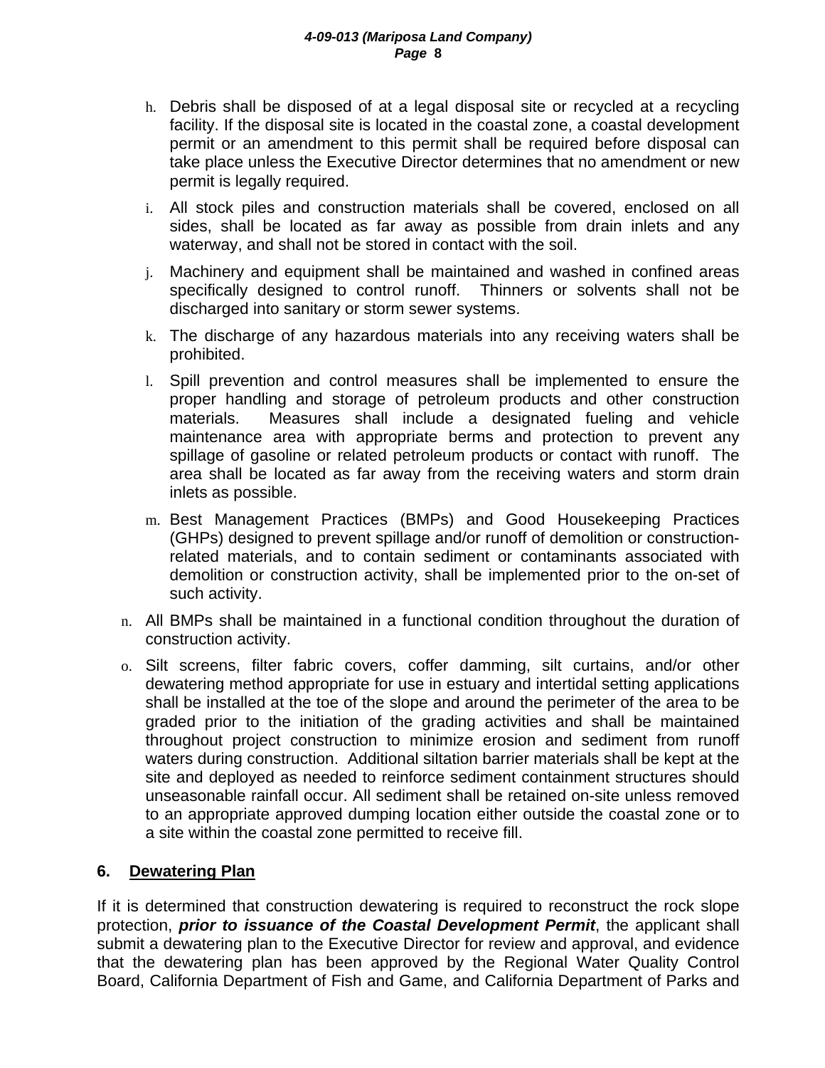h. Debris shall be disposed of at a legal disposal site or recycled at a recycling facility. If the disposal site is located in the coastal zone, a coastal development permit or an amendment to this permit shall be required before disposal can take place unless the Executive Director determines that no amendment or new permit is legally required.

i. All stock piles and construction materials shall be covered, enclosed on all sides, shall be located as far away as possible from drain inlets and any waterway, and shall not be stored in contact with the soil.

j. Machinery and equipment shall be maintained and washed in confined areas specifically designed to control runoff. Thinners or solvents shall not be discharged into sanitary or storm sewer systems.

k. The discharge of any hazardous materials into any receiving waters shall be prohibited.

l. Spill prevention and control measures shall be implemented to ensure the proper handling and storage of petroleum products and other construction materials. Measures shall include a designated fueling and vehicle maintenance area with appropriate berms and protection to prevent any spillage of gasoline or related petroleum products or contact with runoff. The area shall be located as far away from the receiving waters and storm drain inlets as possible.

m. Best Management Practices (BMPs) and Good Housekeeping Practices (GHPs) designed to prevent spillage and/or runoff of demolition or construction-related materials, and to contain sediment or contaminants associated with demolition or construction activity, shall be implemented prior to the on-set of such activity.

n. All BMPs shall be maintained in a functional condition throughout the duration of construction activity.

o. Silt screens, filter fabric covers, coffer damming, silt curtains, and/or other dewatering method appropriate for use in estuary and intertidal setting applications shall be installed at the toe of the slope and around the perimeter of the area to be graded prior to the initiation of the grading activities and shall be maintained throughout project construction to minimize erosion and sediment from runoff waters during construction. Additional siltation barrier materials shall be kept at the site and deployed as needed to reinforce sediment containment structures should unseasonable rainfall occur. All sediment shall be retained on-site unless removed to an appropriate approved dumping location either outside the coastal zone or to a site within the coastal zone permitted to receive fill.

## 6. Dewatering Plan

If it is determined that construction dewatering is required to reconstruct the rock slope protection, ***prior to issuance of the Coastal Development Permit***, the applicant shall submit a dewatering plan to the Executive Director for review and approval, and evidence that the dewatering plan has been approved by the Regional Water Quality Control Board, California Department of Fish and Game, and California Department of Parks and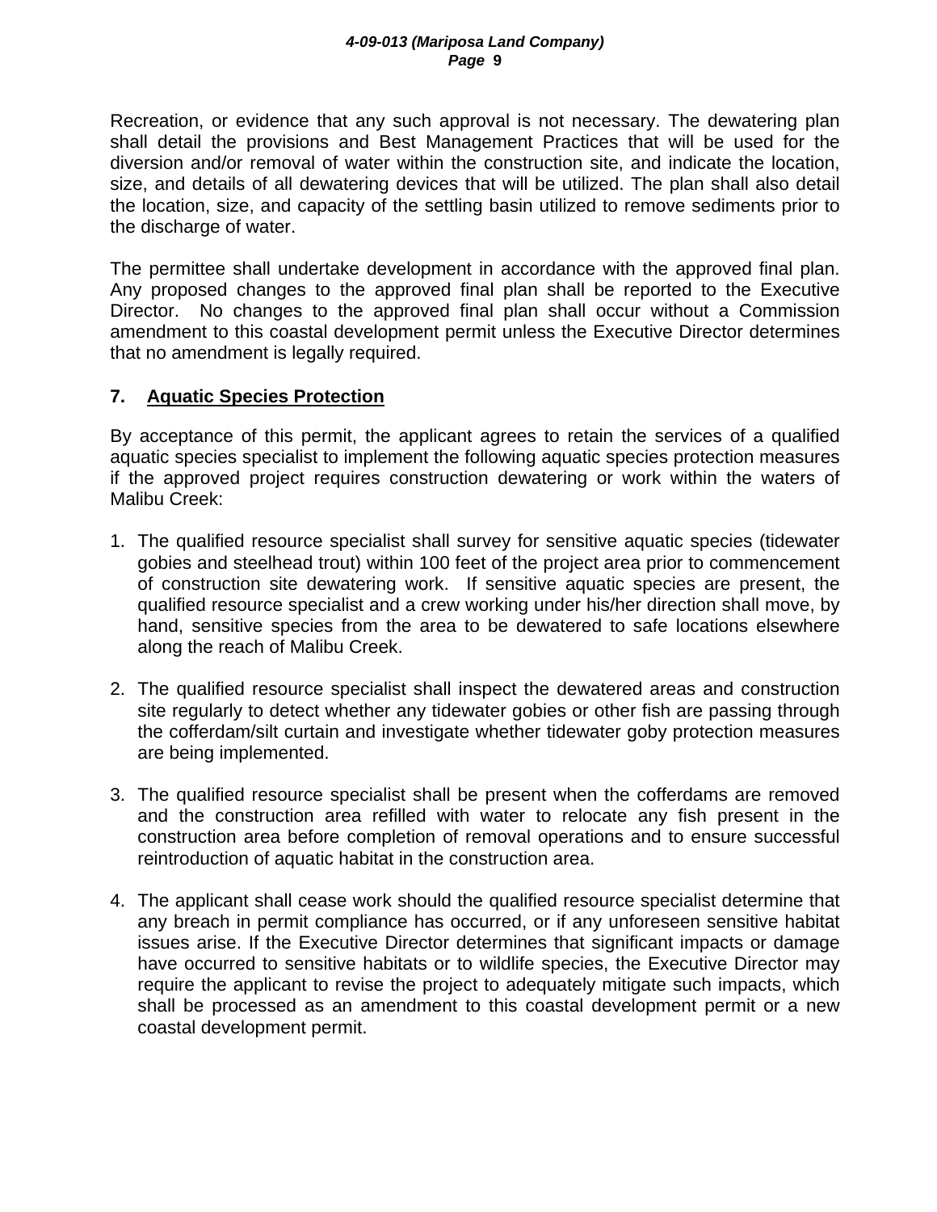Recreation, or evidence that any such approval is not necessary. The dewatering plan shall detail the provisions and Best Management Practices that will be used for the diversion and/or removal of water within the construction site, and indicate the location, size, and details of all dewatering devices that will be utilized. The plan shall also detail the location, size, and capacity of the settling basin utilized to remove sediments prior to the discharge of water.

The permittee shall undertake development in accordance with the approved final plan. Any proposed changes to the approved final plan shall be reported to the Executive Director. No changes to the approved final plan shall occur without a Commission amendment to this coastal development permit unless the Executive Director determines that no amendment is legally required.

## 7. Aquatic Species Protection

By acceptance of this permit, the applicant agrees to retain the services of a qualified aquatic species specialist to implement the following aquatic species protection measures if the approved project requires construction dewatering or work within the waters of Malibu Creek:

1. The qualified resource specialist shall survey for sensitive aquatic species (tidewater gobies and steelhead trout) within 100 feet of the project area prior to commencement of construction site dewatering work. If sensitive aquatic species are present, the qualified resource specialist and a crew working under his/her direction shall move, by hand, sensitive species from the area to be dewatered to safe locations elsewhere along the reach of Malibu Creek.

2. The qualified resource specialist shall inspect the dewatered areas and construction site regularly to detect whether any tidewater gobies or other fish are passing through the cofferdam/silt curtain and investigate whether tidewater goby protection measures are being implemented.

3. The qualified resource specialist shall be present when the cofferdams are removed and the construction area refilled with water to relocate any fish present in the construction area before completion of removal operations and to ensure successful reintroduction of aquatic habitat in the construction area.

4. The applicant shall cease work should the qualified resource specialist determine that any breach in permit compliance has occurred, or if any unforeseen sensitive habitat issues arise. If the Executive Director determines that significant impacts or damage have occurred to sensitive habitats or to wildlife species, the Executive Director may require the applicant to revise the project to adequately mitigate such impacts, which shall be processed as an amendment to this coastal development permit or a new coastal development permit.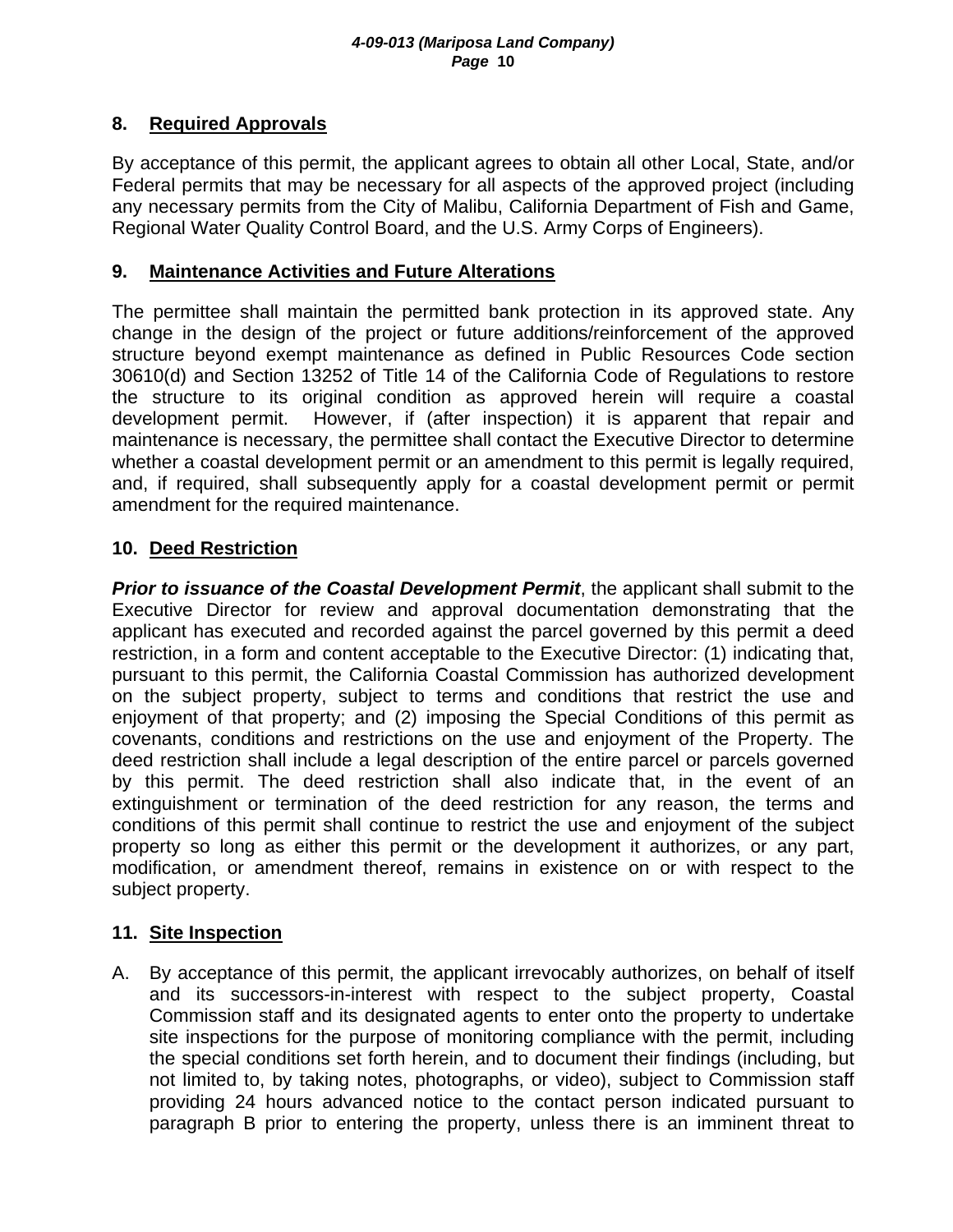### 8. Required Approvals

By acceptance of this permit, the applicant agrees to obtain all other Local, State, and/or Federal permits that may be necessary for all aspects of the approved project (including any necessary permits from the City of Malibu, California Department of Fish and Game, Regional Water Quality Control Board, and the U.S. Army Corps of Engineers).

### 9. Maintenance Activities and Future Alterations

The permittee shall maintain the permitted bank protection in its approved state. Any change in the design of the project or future additions/reinforcement of the approved structure beyond exempt maintenance as defined in Public Resources Code section 30610(d) and Section 13252 of Title 14 of the California Code of Regulations to restore the structure to its original condition as approved herein will require a coastal development permit. However, if (after inspection) it is apparent that repair and maintenance is necessary, the permittee shall contact the Executive Director to determine whether a coastal development permit or an amendment to this permit is legally required, and, if required, shall subsequently apply for a coastal development permit or permit amendment for the required maintenance.

### 10. Deed Restriction

***Prior to issuance of the Coastal Development Permit***, the applicant shall submit to the Executive Director for review and approval documentation demonstrating that the applicant has executed and recorded against the parcel governed by this permit a deed restriction, in a form and content acceptable to the Executive Director: (1) indicating that, pursuant to this permit, the California Coastal Commission has authorized development on the subject property, subject to terms and conditions that restrict the use and enjoyment of that property; and (2) imposing the Special Conditions of this permit as covenants, conditions and restrictions on the use and enjoyment of the Property. The deed restriction shall include a legal description of the entire parcel or parcels governed by this permit. The deed restriction shall also indicate that, in the event of an extinguishment or termination of the deed restriction for any reason, the terms and conditions of this permit shall continue to restrict the use and enjoyment of the subject property so long as either this permit or the development it authorizes, or any part, modification, or amendment thereof, remains in existence on or with respect to the subject property.

### 11. Site Inspection

A. By acceptance of this permit, the applicant irrevocably authorizes, on behalf of itself and its successors-in-interest with respect to the subject property, Coastal Commission staff and its designated agents to enter onto the property to undertake site inspections for the purpose of monitoring compliance with the permit, including the special conditions set forth herein, and to document their findings (including, but not limited to, by taking notes, photographs, or video), subject to Commission staff providing 24 hours advanced notice to the contact person indicated pursuant to paragraph B prior to entering the property, unless there is an imminent threat to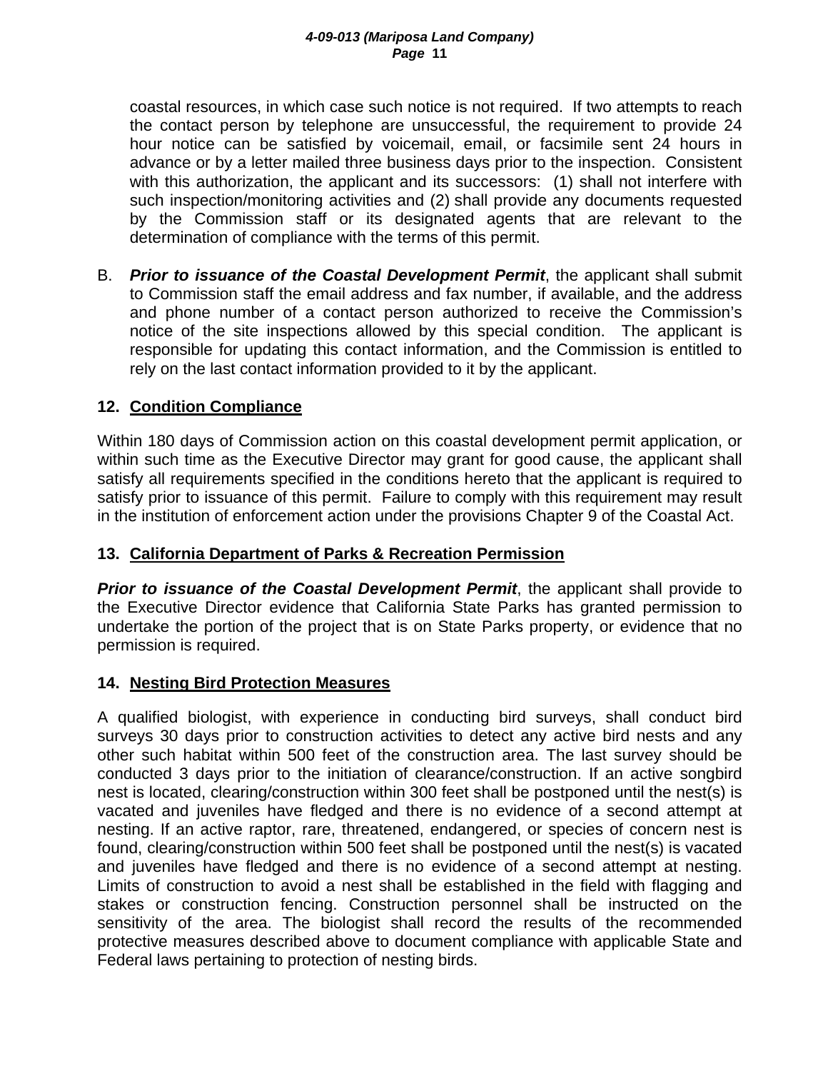coastal resources, in which case such notice is not required. If two attempts to reach the contact person by telephone are unsuccessful, the requirement to provide 24 hour notice can be satisfied by voicemail, email, or facsimile sent 24 hours in advance or by a letter mailed three business days prior to the inspection. Consistent with this authorization, the applicant and its successors: (1) shall not interfere with such inspection/monitoring activities and (2) shall provide any documents requested by the Commission staff or its designated agents that are relevant to the determination of compliance with the terms of this permit.

B. ***Prior to issuance of the Coastal Development Permit***, the applicant shall submit to Commission staff the email address and fax number, if available, and the address and phone number of a contact person authorized to receive the Commission's notice of the site inspections allowed by this special condition. The applicant is responsible for updating this contact information, and the Commission is entitled to rely on the last contact information provided to it by the applicant.

**12. Condition Compliance**

Within 180 days of Commission action on this coastal development permit application, or within such time as the Executive Director may grant for good cause, the applicant shall satisfy all requirements specified in the conditions hereto that the applicant is required to satisfy prior to issuance of this permit. Failure to comply with this requirement may result in the institution of enforcement action under the provisions Chapter 9 of the Coastal Act.

**13. California Department of Parks & Recreation Permission**

***Prior to issuance of the Coastal Development Permit***, the applicant shall provide to the Executive Director evidence that California State Parks has granted permission to undertake the portion of the project that is on State Parks property, or evidence that no permission is required.

**14. Nesting Bird Protection Measures**

A qualified biologist, with experience in conducting bird surveys, shall conduct bird surveys 30 days prior to construction activities to detect any active bird nests and any other such habitat within 500 feet of the construction area. The last survey should be conducted 3 days prior to the initiation of clearance/construction. If an active songbird nest is located, clearing/construction within 300 feet shall be postponed until the nest(s) is vacated and juveniles have fledged and there is no evidence of a second attempt at nesting. If an active raptor, rare, threatened, endangered, or species of concern nest is found, clearing/construction within 500 feet shall be postponed until the nest(s) is vacated and juveniles have fledged and there is no evidence of a second attempt at nesting. Limits of construction to avoid a nest shall be established in the field with flagging and stakes or construction fencing. Construction personnel shall be instructed on the sensitivity of the area. The biologist shall record the results of the recommended protective measures described above to document compliance with applicable State and Federal laws pertaining to protection of nesting birds.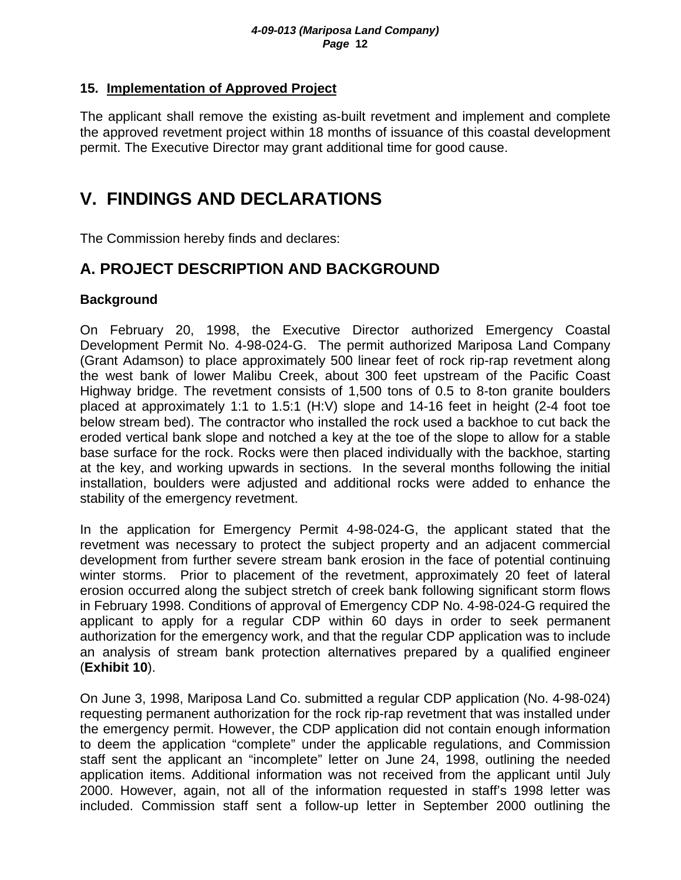**15. Implementation of Approved Project**

The applicant shall remove the existing as-built revetment and implement and complete the approved revetment project within 18 months of issuance of this coastal development permit. The Executive Director may grant additional time for good cause.

# V. FINDINGS AND DECLARATIONS

The Commission hereby finds and declares:

## A. PROJECT DESCRIPTION AND BACKGROUND

### Background

On February 20, 1998, the Executive Director authorized Emergency Coastal Development Permit No. 4-98-024-G. The permit authorized Mariposa Land Company (Grant Adamson) to place approximately 500 linear feet of rock rip-rap revetment along the west bank of lower Malibu Creek, about 300 feet upstream of the Pacific Coast Highway bridge. The revetment consists of 1,500 tons of 0.5 to 8-ton granite boulders placed at approximately 1:1 to 1.5:1 (H:V) slope and 14-16 feet in height (2-4 foot toe below stream bed). The contractor who installed the rock used a backhoe to cut back the eroded vertical bank slope and notched a key at the toe of the slope to allow for a stable base surface for the rock. Rocks were then placed individually with the backhoe, starting at the key, and working upwards in sections. In the several months following the initial installation, boulders were adjusted and additional rocks were added to enhance the stability of the emergency revetment.

In the application for Emergency Permit 4-98-024-G, the applicant stated that the revetment was necessary to protect the subject property and an adjacent commercial development from further severe stream bank erosion in the face of potential continuing winter storms. Prior to placement of the revetment, approximately 20 feet of lateral erosion occurred along the subject stretch of creek bank following significant storm flows in February 1998. Conditions of approval of Emergency CDP No. 4-98-024-G required the applicant to apply for a regular CDP within 60 days in order to seek permanent authorization for the emergency work, and that the regular CDP application was to include an analysis of stream bank protection alternatives prepared by a qualified engineer (**Exhibit 10**).

On June 3, 1998, Mariposa Land Co. submitted a regular CDP application (No. 4-98-024) requesting permanent authorization for the rock rip-rap revetment that was installed under the emergency permit. However, the CDP application did not contain enough information to deem the application "complete" under the applicable regulations, and Commission staff sent the applicant an "incomplete" letter on June 24, 1998, outlining the needed application items. Additional information was not received from the applicant until July 2000. However, again, not all of the information requested in staff's 1998 letter was included. Commission staff sent a follow-up letter in September 2000 outlining the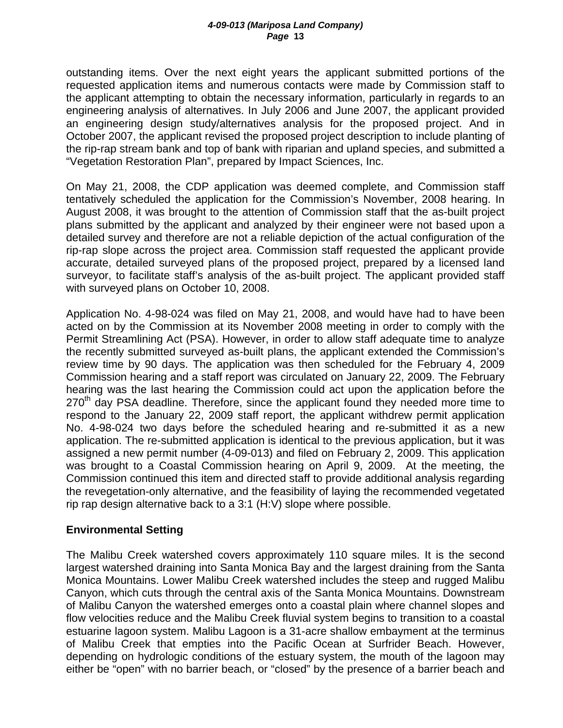outstanding items. Over the next eight years the applicant submitted portions of the requested application items and numerous contacts were made by Commission staff to the applicant attempting to obtain the necessary information, particularly in regards to an engineering analysis of alternatives. In July 2006 and June 2007, the applicant provided an engineering design study/alternatives analysis for the proposed project. And in October 2007, the applicant revised the proposed project description to include planting of the rip-rap stream bank and top of bank with riparian and upland species, and submitted a "Vegetation Restoration Plan", prepared by Impact Sciences, Inc.

On May 21, 2008, the CDP application was deemed complete, and Commission staff tentatively scheduled the application for the Commission's November, 2008 hearing. In August 2008, it was brought to the attention of Commission staff that the as-built project plans submitted by the applicant and analyzed by their engineer were not based upon a detailed survey and therefore are not a reliable depiction of the actual configuration of the rip-rap slope across the project area. Commission staff requested the applicant provide accurate, detailed surveyed plans of the proposed project, prepared by a licensed land surveyor, to facilitate staff's analysis of the as-built project. The applicant provided staff with surveyed plans on October 10, 2008.

Application No. 4-98-024 was filed on May 21, 2008, and would have had to have been acted on by the Commission at its November 2008 meeting in order to comply with the Permit Streamlining Act (PSA). However, in order to allow staff adequate time to analyze the recently submitted surveyed as-built plans, the applicant extended the Commission's review time by 90 days. The application was then scheduled for the February 4, 2009 Commission hearing and a staff report was circulated on January 22, 2009. The February hearing was the last hearing the Commission could act upon the application before the 270th day PSA deadline. Therefore, since the applicant found they needed more time to respond to the January 22, 2009 staff report, the applicant withdrew permit application No. 4-98-024 two days before the scheduled hearing and re-submitted it as a new application. The re-submitted application is identical to the previous application, but it was assigned a new permit number (4-09-013) and filed on February 2, 2009. This application was brought to a Coastal Commission hearing on April 9, 2009. At the meeting, the Commission continued this item and directed staff to provide additional analysis regarding the revegetation-only alternative, and the feasibility of laying the recommended vegetated rip rap design alternative back to a 3:1 (H:V) slope where possible.

## Environmental Setting

The Malibu Creek watershed covers approximately 110 square miles. It is the second largest watershed draining into Santa Monica Bay and the largest draining from the Santa Monica Mountains. Lower Malibu Creek watershed includes the steep and rugged Malibu Canyon, which cuts through the central axis of the Santa Monica Mountains. Downstream of Malibu Canyon the watershed emerges onto a coastal plain where channel slopes and flow velocities reduce and the Malibu Creek fluvial system begins to transition to a coastal estuarine lagoon system. Malibu Lagoon is a 31-acre shallow embayment at the terminus of Malibu Creek that empties into the Pacific Ocean at Surfrider Beach. However, depending on hydrologic conditions of the estuary system, the mouth of the lagoon may either be "open" with no barrier beach, or "closed" by the presence of a barrier beach and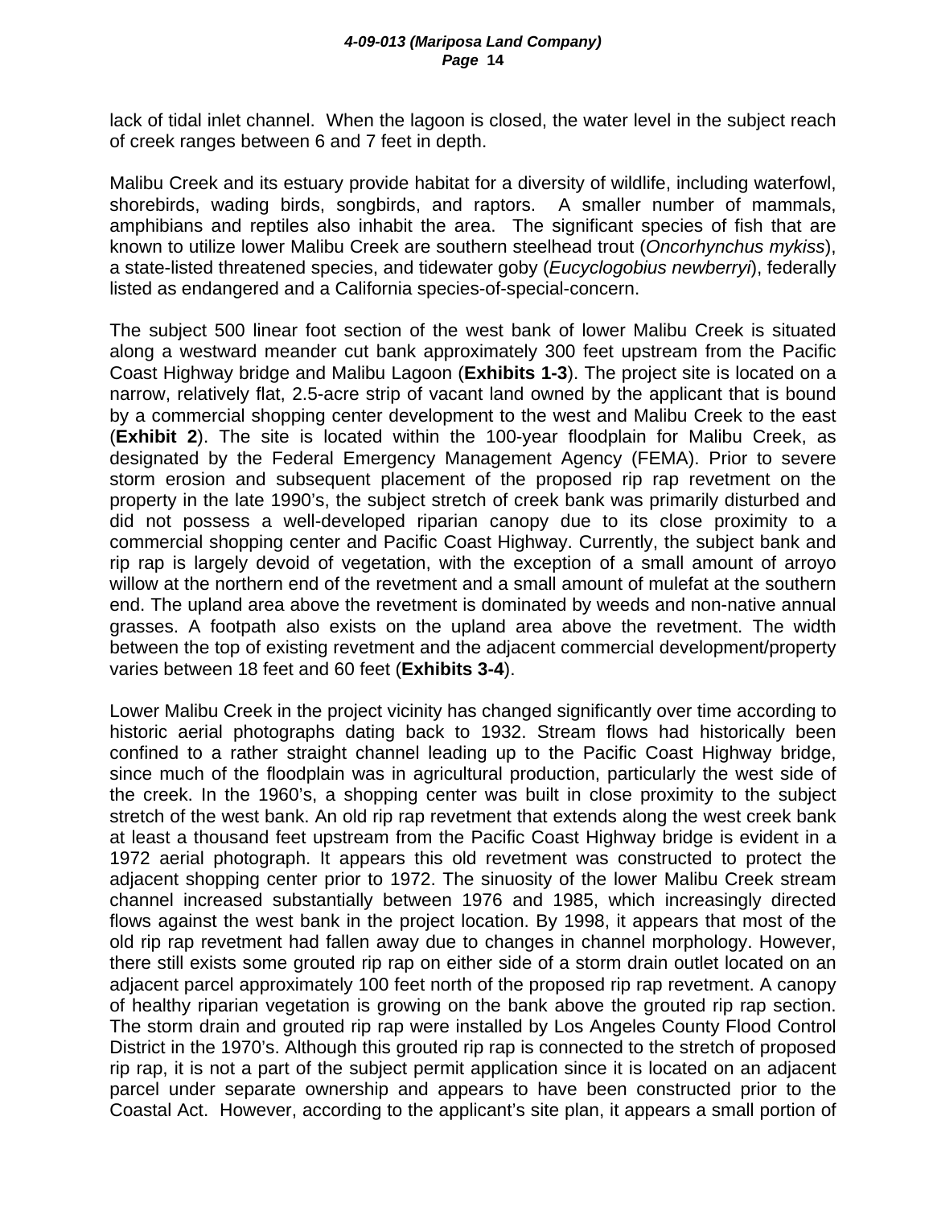lack of tidal inlet channel. When the lagoon is closed, the water level in the subject reach of creek ranges between 6 and 7 feet in depth.

Malibu Creek and its estuary provide habitat for a diversity of wildlife, including waterfowl, shorebirds, wading birds, songbirds, and raptors. A smaller number of mammals, amphibians and reptiles also inhabit the area. The significant species of fish that are known to utilize lower Malibu Creek are southern steelhead trout (*Oncorhynchus mykiss*), a state-listed threatened species, and tidewater goby (*Eucyclogobius newberryi*), federally listed as endangered and a California species-of-special-concern.

The subject 500 linear foot section of the west bank of lower Malibu Creek is situated along a westward meander cut bank approximately 300 feet upstream from the Pacific Coast Highway bridge and Malibu Lagoon (**Exhibits 1-3**). The project site is located on a narrow, relatively flat, 2.5-acre strip of vacant land owned by the applicant that is bound by a commercial shopping center development to the west and Malibu Creek to the east (**Exhibit 2**). The site is located within the 100-year floodplain for Malibu Creek, as designated by the Federal Emergency Management Agency (FEMA). Prior to severe storm erosion and subsequent placement of the proposed rip rap revetment on the property in the late 1990's, the subject stretch of creek bank was primarily disturbed and did not possess a well-developed riparian canopy due to its close proximity to a commercial shopping center and Pacific Coast Highway. Currently, the subject bank and rip rap is largely devoid of vegetation, with the exception of a small amount of arroyo willow at the northern end of the revetment and a small amount of mulefat at the southern end. The upland area above the revetment is dominated by weeds and non-native annual grasses. A footpath also exists on the upland area above the revetment. The width between the top of existing revetment and the adjacent commercial development/property varies between 18 feet and 60 feet (**Exhibits 3-4**).

Lower Malibu Creek in the project vicinity has changed significantly over time according to historic aerial photographs dating back to 1932. Stream flows had historically been confined to a rather straight channel leading up to the Pacific Coast Highway bridge, since much of the floodplain was in agricultural production, particularly the west side of the creek. In the 1960's, a shopping center was built in close proximity to the subject stretch of the west bank. An old rip rap revetment that extends along the west creek bank at least a thousand feet upstream from the Pacific Coast Highway bridge is evident in a 1972 aerial photograph. It appears this old revetment was constructed to protect the adjacent shopping center prior to 1972. The sinuosity of the lower Malibu Creek stream channel increased substantially between 1976 and 1985, which increasingly directed flows against the west bank in the project location. By 1998, it appears that most of the old rip rap revetment had fallen away due to changes in channel morphology. However, there still exists some grouted rip rap on either side of a storm drain outlet located on an adjacent parcel approximately 100 feet north of the proposed rip rap revetment. A canopy of healthy riparian vegetation is growing on the bank above the grouted rip rap section. The storm drain and grouted rip rap were installed by Los Angeles County Flood Control District in the 1970's. Although this grouted rip rap is connected to the stretch of proposed rip rap, it is not a part of the subject permit application since it is located on an adjacent parcel under separate ownership and appears to have been constructed prior to the Coastal Act. However, according to the applicant's site plan, it appears a small portion of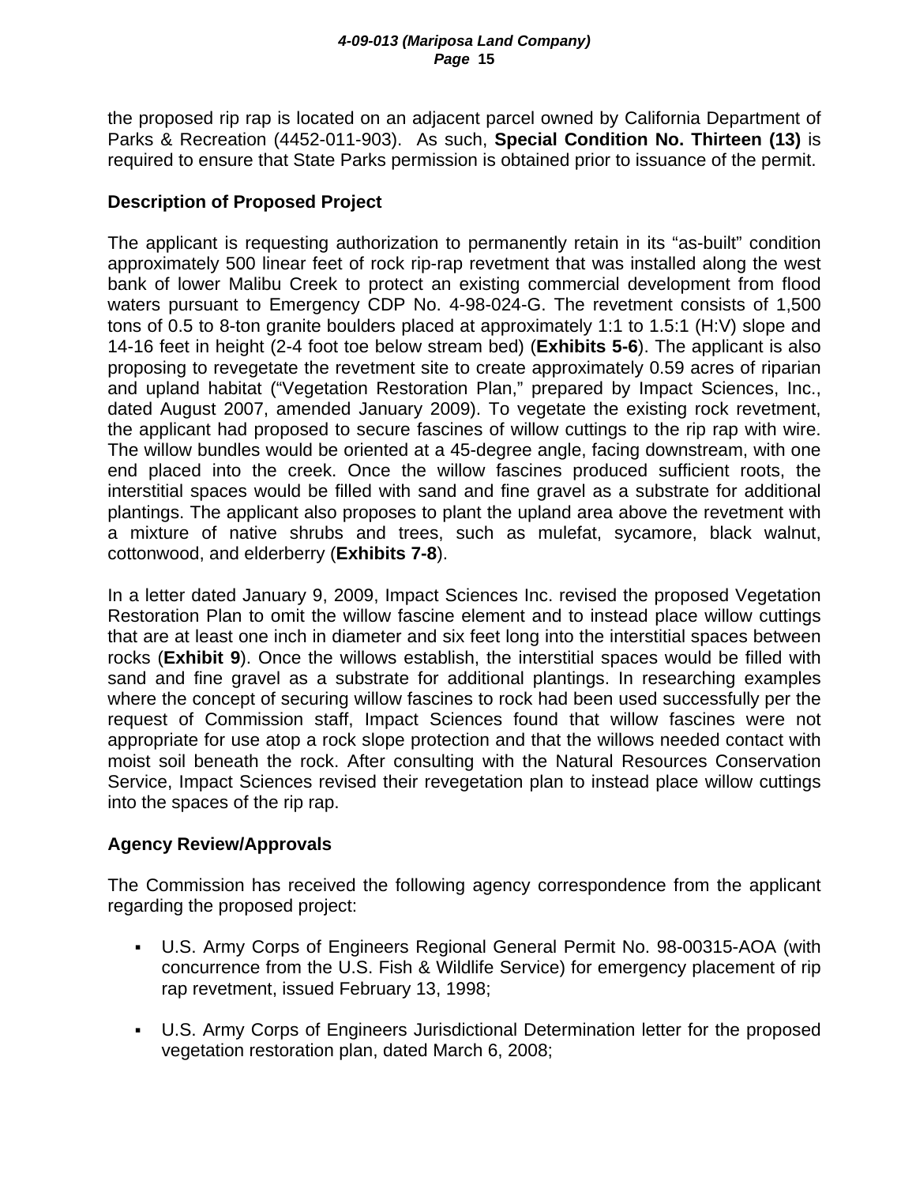the proposed rip rap is located on an adjacent parcel owned by California Department of Parks & Recreation (4452-011-903). As such, **Special Condition No. Thirteen (13)** is required to ensure that State Parks permission is obtained prior to issuance of the permit.

**Description of Proposed Project**

The applicant is requesting authorization to permanently retain in its "as-built" condition approximately 500 linear feet of rock rip-rap revetment that was installed along the west bank of lower Malibu Creek to protect an existing commercial development from flood waters pursuant to Emergency CDP No. 4-98-024-G. The revetment consists of 1,500 tons of 0.5 to 8-ton granite boulders placed at approximately 1:1 to 1.5:1 (H:V) slope and 14-16 feet in height (2-4 foot toe below stream bed) (**Exhibits 5-6**). The applicant is also proposing to revegetate the revetment site to create approximately 0.59 acres of riparian and upland habitat ("Vegetation Restoration Plan," prepared by Impact Sciences, Inc., dated August 2007, amended January 2009). To vegetate the existing rock revetment, the applicant had proposed to secure fascines of willow cuttings to the rip rap with wire. The willow bundles would be oriented at a 45-degree angle, facing downstream, with one end placed into the creek. Once the willow fascines produced sufficient roots, the interstitial spaces would be filled with sand and fine gravel as a substrate for additional plantings. The applicant also proposes to plant the upland area above the revetment with a mixture of native shrubs and trees, such as mulefat, sycamore, black walnut, cottonwood, and elderberry (**Exhibits 7-8**).

In a letter dated January 9, 2009, Impact Sciences Inc. revised the proposed Vegetation Restoration Plan to omit the willow fascine element and to instead place willow cuttings that are at least one inch in diameter and six feet long into the interstitial spaces between rocks (**Exhibit 9**). Once the willows establish, the interstitial spaces would be filled with sand and fine gravel as a substrate for additional plantings. In researching examples where the concept of securing willow fascines to rock had been used successfully per the request of Commission staff, Impact Sciences found that willow fascines were not appropriate for use atop a rock slope protection and that the willows needed contact with moist soil beneath the rock. After consulting with the Natural Resources Conservation Service, Impact Sciences revised their revegetation plan to instead place willow cuttings into the spaces of the rip rap.

**Agency Review/Approvals**

The Commission has received the following agency correspondence from the applicant regarding the proposed project:

- U.S. Army Corps of Engineers Regional General Permit No. 98-00315-AOA (with concurrence from the U.S. Fish & Wildlife Service) for emergency placement of rip rap revetment, issued February 13, 1998;

- U.S. Army Corps of Engineers Jurisdictional Determination letter for the proposed vegetation restoration plan, dated March 6, 2008;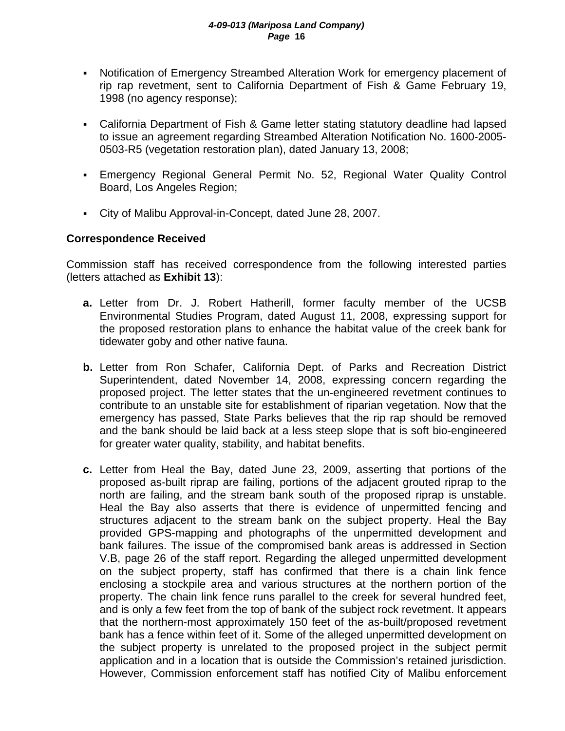- Notification of Emergency Streambed Alteration Work for emergency placement of rip rap revetment, sent to California Department of Fish & Game February 19, 1998 (no agency response);

- California Department of Fish & Game letter stating statutory deadline had lapsed to issue an agreement regarding Streambed Alteration Notification No. 1600-2005-0503-R5 (vegetation restoration plan), dated January 13, 2008;

- Emergency Regional General Permit No. 52, Regional Water Quality Control Board, Los Angeles Region;

- City of Malibu Approval-in-Concept, dated June 28, 2007.

## Correspondence Received

Commission staff has received correspondence from the following interested parties (letters attached as **Exhibit 13**):

**a.** Letter from Dr. J. Robert Hatherill, former faculty member of the UCSB Environmental Studies Program, dated August 11, 2008, expressing support for the proposed restoration plans to enhance the habitat value of the creek bank for tidewater goby and other native fauna.

**b.** Letter from Ron Schafer, California Dept. of Parks and Recreation District Superintendent, dated November 14, 2008, expressing concern regarding the proposed project. The letter states that the un-engineered revetment continues to contribute to an unstable site for establishment of riparian vegetation. Now that the emergency has passed, State Parks believes that the rip rap should be removed and the bank should be laid back at a less steep slope that is soft bio-engineered for greater water quality, stability, and habitat benefits.

**c.** Letter from Heal the Bay, dated June 23, 2009, asserting that portions of the proposed as-built riprap are failing, portions of the adjacent grouted riprap to the north are failing, and the stream bank south of the proposed riprap is unstable. Heal the Bay also asserts that there is evidence of unpermitted fencing and structures adjacent to the stream bank on the subject property. Heal the Bay provided GPS-mapping and photographs of the unpermitted development and bank failures. The issue of the compromised bank areas is addressed in Section V.B, page 26 of the staff report. Regarding the alleged unpermitted development on the subject property, staff has confirmed that there is a chain link fence enclosing a stockpile area and various structures at the northern portion of the property. The chain link fence runs parallel to the creek for several hundred feet, and is only a few feet from the top of bank of the subject rock revetment. It appears that the northern-most approximately 150 feet of the as-built/proposed revetment bank has a fence within feet of it. Some of the alleged unpermitted development on the subject property is unrelated to the proposed project in the subject permit application and in a location that is outside the Commission's retained jurisdiction. However, Commission enforcement staff has notified City of Malibu enforcement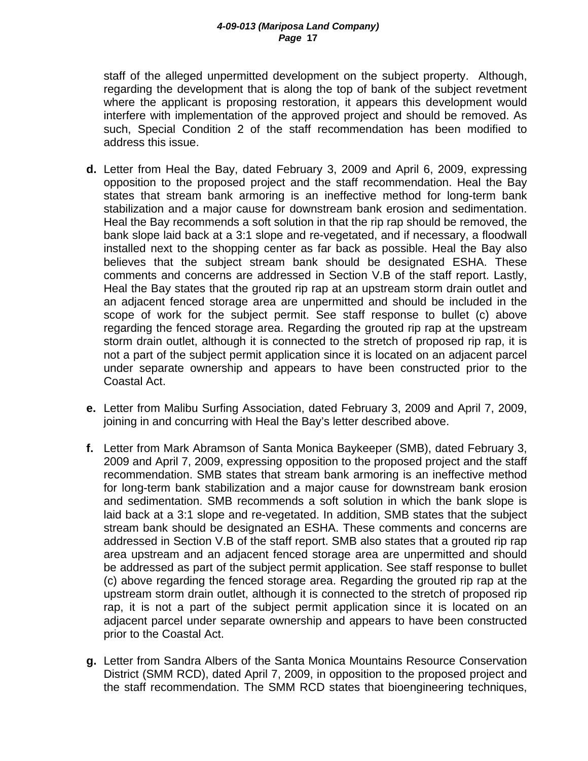staff of the alleged unpermitted development on the subject property. Although, regarding the development that is along the top of bank of the subject revetment where the applicant is proposing restoration, it appears this development would interfere with implementation of the approved project and should be removed. As such, Special Condition 2 of the staff recommendation has been modified to address this issue.

**d.** Letter from Heal the Bay, dated February 3, 2009 and April 6, 2009, expressing opposition to the proposed project and the staff recommendation. Heal the Bay states that stream bank armoring is an ineffective method for long-term bank stabilization and a major cause for downstream bank erosion and sedimentation. Heal the Bay recommends a soft solution in that the rip rap should be removed, the bank slope laid back at a 3:1 slope and re-vegetated, and if necessary, a floodwall installed next to the shopping center as far back as possible. Heal the Bay also believes that the subject stream bank should be designated ESHA. These comments and concerns are addressed in Section V.B of the staff report. Lastly, Heal the Bay states that the grouted rip rap at an upstream storm drain outlet and an adjacent fenced storage area are unpermitted and should be included in the scope of work for the subject permit. See staff response to bullet (c) above regarding the fenced storage area. Regarding the grouted rip rap at the upstream storm drain outlet, although it is connected to the stretch of proposed rip rap, it is not a part of the subject permit application since it is located on an adjacent parcel under separate ownership and appears to have been constructed prior to the Coastal Act.

**e.** Letter from Malibu Surfing Association, dated February 3, 2009 and April 7, 2009, joining in and concurring with Heal the Bay's letter described above.

**f.** Letter from Mark Abramson of Santa Monica Baykeeper (SMB), dated February 3, 2009 and April 7, 2009, expressing opposition to the proposed project and the staff recommendation. SMB states that stream bank armoring is an ineffective method for long-term bank stabilization and a major cause for downstream bank erosion and sedimentation. SMB recommends a soft solution in which the bank slope is laid back at a 3:1 slope and re-vegetated. In addition, SMB states that the subject stream bank should be designated an ESHA. These comments and concerns are addressed in Section V.B of the staff report. SMB also states that a grouted rip rap area upstream and an adjacent fenced storage area are unpermitted and should be addressed as part of the subject permit application. See staff response to bullet (c) above regarding the fenced storage area. Regarding the grouted rip rap at the upstream storm drain outlet, although it is connected to the stretch of proposed rip rap, it is not a part of the subject permit application since it is located on an adjacent parcel under separate ownership and appears to have been constructed prior to the Coastal Act.

**g.** Letter from Sandra Albers of the Santa Monica Mountains Resource Conservation District (SMM RCD), dated April 7, 2009, in opposition to the proposed project and the staff recommendation. The SMM RCD states that bioengineering techniques,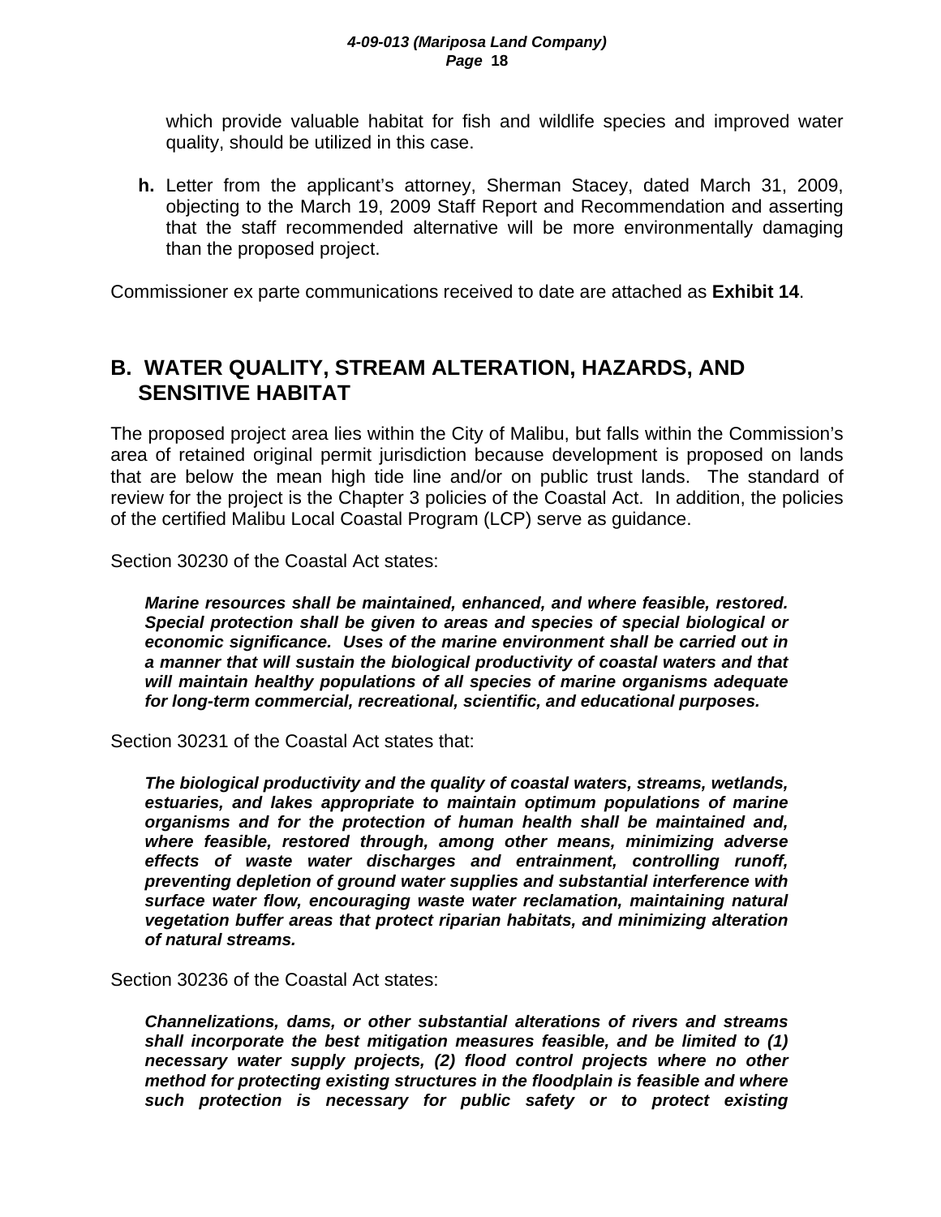which provide valuable habitat for fish and wildlife species and improved water quality, should be utilized in this case.

**h.** Letter from the applicant's attorney, Sherman Stacey, dated March 31, 2009, objecting to the March 19, 2009 Staff Report and Recommendation and asserting that the staff recommended alternative will be more environmentally damaging than the proposed project.

Commissioner ex parte communications received to date are attached as **Exhibit 14**.

## B. WATER QUALITY, STREAM ALTERATION, HAZARDS, AND SENSITIVE HABITAT

The proposed project area lies within the City of Malibu, but falls within the Commission's area of retained original permit jurisdiction because development is proposed on lands that are below the mean high tide line and/or on public trust lands. The standard of review for the project is the Chapter 3 policies of the Coastal Act. In addition, the policies of the certified Malibu Local Coastal Program (LCP) serve as guidance.

Section 30230 of the Coastal Act states:

> ***Marine resources shall be maintained, enhanced, and where feasible, restored. Special protection shall be given to areas and species of special biological or economic significance. Uses of the marine environment shall be carried out in a manner that will sustain the biological productivity of coastal waters and that will maintain healthy populations of all species of marine organisms adequate for long-term commercial, recreational, scientific, and educational purposes.***

Section 30231 of the Coastal Act states that:

> ***The biological productivity and the quality of coastal waters, streams, wetlands, estuaries, and lakes appropriate to maintain optimum populations of marine organisms and for the protection of human health shall be maintained and, where feasible, restored through, among other means, minimizing adverse effects of waste water discharges and entrainment, controlling runoff, preventing depletion of ground water supplies and substantial interference with surface water flow, encouraging waste water reclamation, maintaining natural vegetation buffer areas that protect riparian habitats, and minimizing alteration of natural streams.***

Section 30236 of the Coastal Act states:

> ***Channelizations, dams, or other substantial alterations of rivers and streams shall incorporate the best mitigation measures feasible, and be limited to (1) necessary water supply projects, (2) flood control projects where no other method for protecting existing structures in the floodplain is feasible and where such protection is necessary for public safety or to protect existing***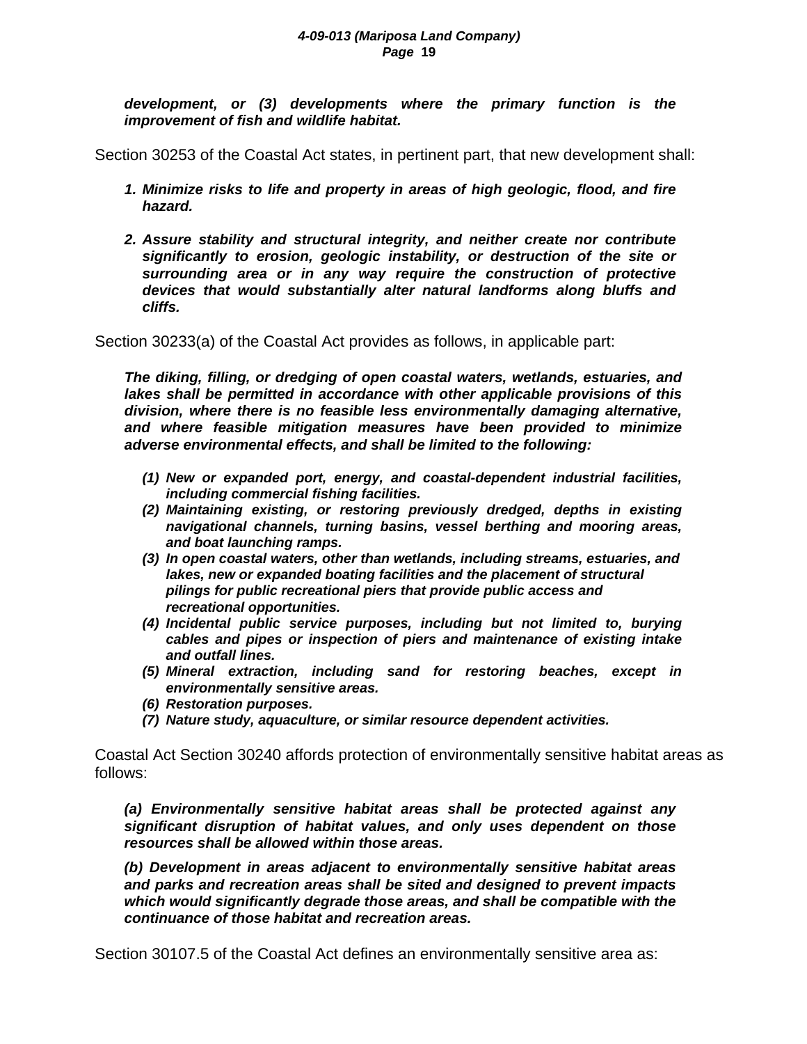***development, or (3) developments where the primary function is the improvement of fish and wildlife habitat.***

Section 30253 of the Coastal Act states, in pertinent part, that new development shall:

1. ***Minimize risks to life and property in areas of high geologic, flood, and fire hazard.***

2. ***Assure stability and structural integrity, and neither create nor contribute significantly to erosion, geologic instability, or destruction of the site or surrounding area or in any way require the construction of protective devices that would substantially alter natural landforms along bluffs and cliffs.***

Section 30233(a) of the Coastal Act provides as follows, in applicable part:

***The diking, filling, or dredging of open coastal waters, wetlands, estuaries, and lakes shall be permitted in accordance with other applicable provisions of this division, where there is no feasible less environmentally damaging alternative, and where feasible mitigation measures have been provided to minimize adverse environmental effects, and shall be limited to the following:***

***(1) New or expanded port, energy, and coastal-dependent industrial facilities, including commercial fishing facilities.***
***(2) Maintaining existing, or restoring previously dredged, depths in existing navigational channels, turning basins, vessel berthing and mooring areas, and boat launching ramps.***
***(3) In open coastal waters, other than wetlands, including streams, estuaries, and lakes, new or expanded boating facilities and the placement of structural pilings for public recreational piers that provide public access and recreational opportunities.***
***(4) Incidental public service purposes, including but not limited to, burying cables and pipes or inspection of piers and maintenance of existing intake and outfall lines.***
***(5) Mineral extraction, including sand for restoring beaches, except in environmentally sensitive areas.***
***(6) Restoration purposes.***
***(7) Nature study, aquaculture, or similar resource dependent activities.***

Coastal Act Section 30240 affords protection of environmentally sensitive habitat areas as follows:

***(a) Environmentally sensitive habitat areas shall be protected against any significant disruption of habitat values, and only uses dependent on those resources shall be allowed within those areas.***

***(b) Development in areas adjacent to environmentally sensitive habitat areas and parks and recreation areas shall be sited and designed to prevent impacts which would significantly degrade those areas, and shall be compatible with the continuance of those habitat and recreation areas.***

Section 30107.5 of the Coastal Act defines an environmentally sensitive area as: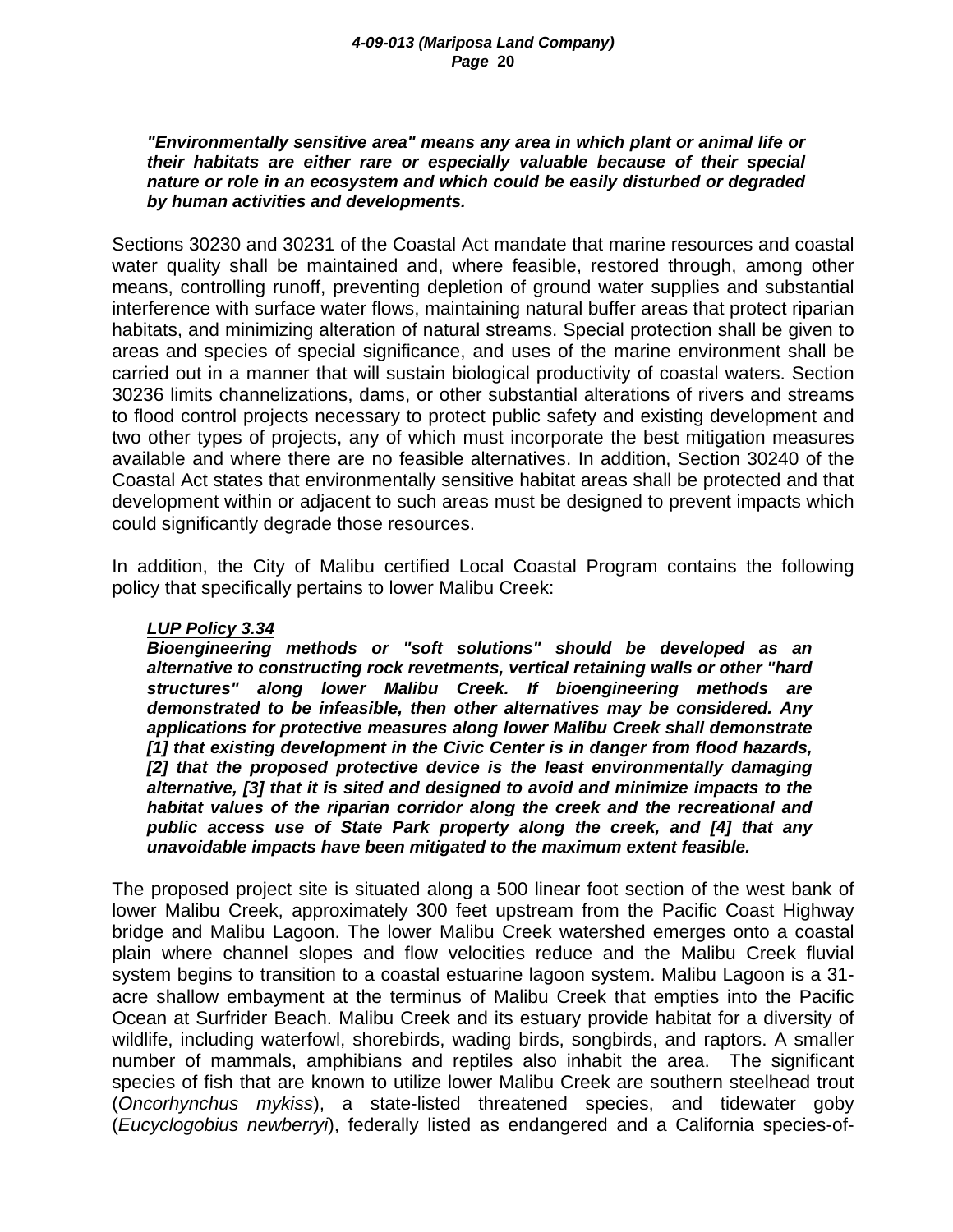***"Environmentally sensitive area" means any area in which plant or animal life or their habitats are either rare or especially valuable because of their special nature or role in an ecosystem and which could be easily disturbed or degraded by human activities and developments.***

Sections 30230 and 30231 of the Coastal Act mandate that marine resources and coastal water quality shall be maintained and, where feasible, restored through, among other means, controlling runoff, preventing depletion of ground water supplies and substantial interference with surface water flows, maintaining natural buffer areas that protect riparian habitats, and minimizing alteration of natural streams. Special protection shall be given to areas and species of special significance, and uses of the marine environment shall be carried out in a manner that will sustain biological productivity of coastal waters. Section 30236 limits channelizations, dams, or other substantial alterations of rivers and streams to flood control projects necessary to protect public safety and existing development and two other types of projects, any of which must incorporate the best mitigation measures available and where there are no feasible alternatives. In addition, Section 30240 of the Coastal Act states that environmentally sensitive habitat areas shall be protected and that development within or adjacent to such areas must be designed to prevent impacts which could significantly degrade those resources.

In addition, the City of Malibu certified Local Coastal Program contains the following policy that specifically pertains to lower Malibu Creek:

***<u>LUP Policy 3.34</u>***
***Bioengineering methods or "soft solutions" should be developed as an alternative to constructing rock revetments, vertical retaining walls or other "hard structures" along lower Malibu Creek. If bioengineering methods are demonstrated to be infeasible, then other alternatives may be considered. Any applications for protective measures along lower Malibu Creek shall demonstrate [1] that existing development in the Civic Center is in danger from flood hazards, [2] that the proposed protective device is the least environmentally damaging alternative, [3] that it is sited and designed to avoid and minimize impacts to the habitat values of the riparian corridor along the creek and the recreational and public access use of State Park property along the creek, and [4] that any unavoidable impacts have been mitigated to the maximum extent feasible.***

The proposed project site is situated along a 500 linear foot section of the west bank of lower Malibu Creek, approximately 300 feet upstream from the Pacific Coast Highway bridge and Malibu Lagoon. The lower Malibu Creek watershed emerges onto a coastal plain where channel slopes and flow velocities reduce and the Malibu Creek fluvial system begins to transition to a coastal estuarine lagoon system. Malibu Lagoon is a 31-acre shallow embayment at the terminus of Malibu Creek that empties into the Pacific Ocean at Surfrider Beach. Malibu Creek and its estuary provide habitat for a diversity of wildlife, including waterfowl, shorebirds, wading birds, songbirds, and raptors. A smaller number of mammals, amphibians and reptiles also inhabit the area. The significant species of fish that are known to utilize lower Malibu Creek are southern steelhead trout (*Oncorhynchus mykiss*), a state-listed threatened species, and tidewater goby (*Eucyclogobius newberryi*), federally listed as endangered and a California species-of-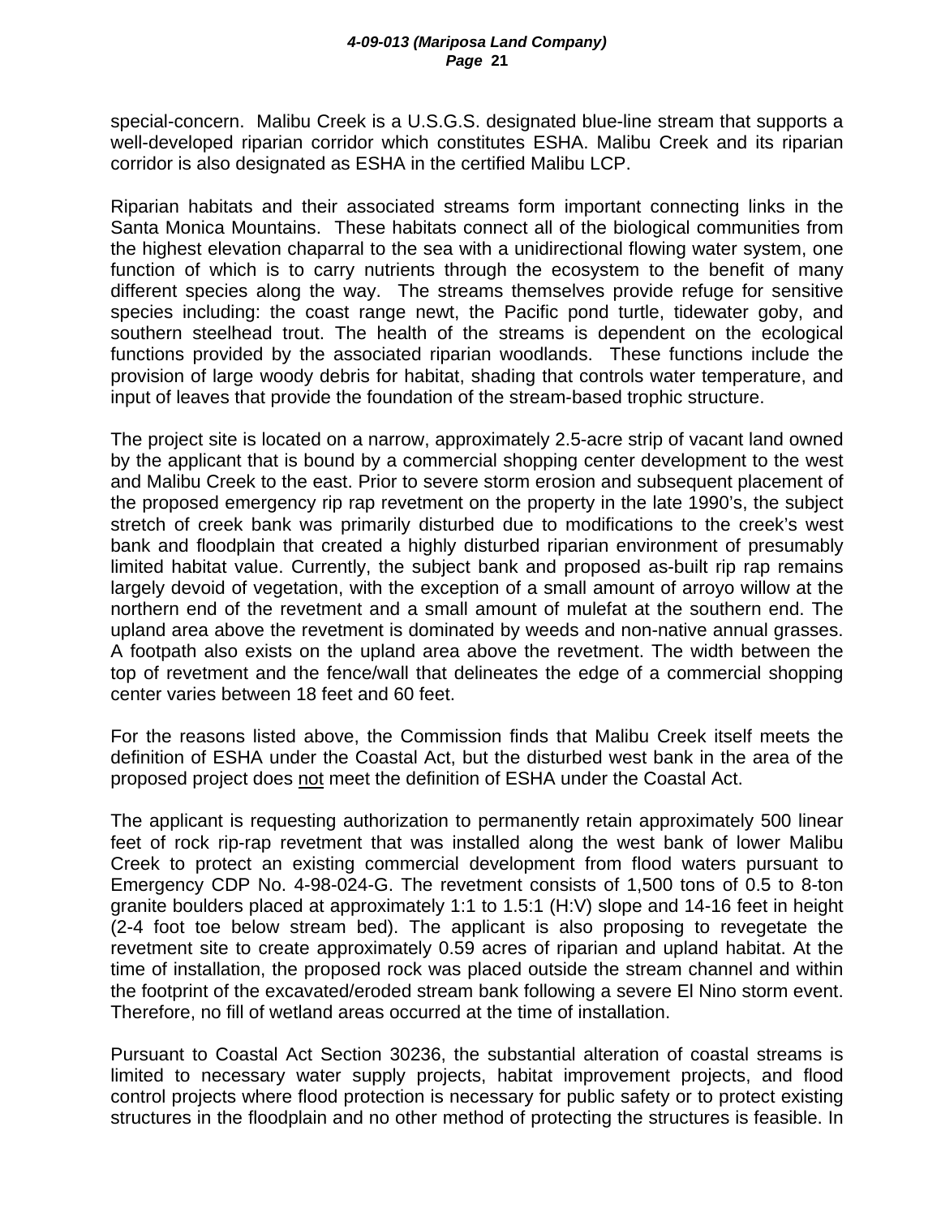special-concern. Malibu Creek is a U.S.G.S. designated blue-line stream that supports a well-developed riparian corridor which constitutes ESHA. Malibu Creek and its riparian corridor is also designated as ESHA in the certified Malibu LCP.

Riparian habitats and their associated streams form important connecting links in the Santa Monica Mountains. These habitats connect all of the biological communities from the highest elevation chaparral to the sea with a unidirectional flowing water system, one function of which is to carry nutrients through the ecosystem to the benefit of many different species along the way. The streams themselves provide refuge for sensitive species including: the coast range newt, the Pacific pond turtle, tidewater goby, and southern steelhead trout. The health of the streams is dependent on the ecological functions provided by the associated riparian woodlands. These functions include the provision of large woody debris for habitat, shading that controls water temperature, and input of leaves that provide the foundation of the stream-based trophic structure.

The project site is located on a narrow, approximately 2.5-acre strip of vacant land owned by the applicant that is bound by a commercial shopping center development to the west and Malibu Creek to the east. Prior to severe storm erosion and subsequent placement of the proposed emergency rip rap revetment on the property in the late 1990's, the subject stretch of creek bank was primarily disturbed due to modifications to the creek's west bank and floodplain that created a highly disturbed riparian environment of presumably limited habitat value. Currently, the subject bank and proposed as-built rip rap remains largely devoid of vegetation, with the exception of a small amount of arroyo willow at the northern end of the revetment and a small amount of mulefat at the southern end. The upland area above the revetment is dominated by weeds and non-native annual grasses. A footpath also exists on the upland area above the revetment. The width between the top of revetment and the fence/wall that delineates the edge of a commercial shopping center varies between 18 feet and 60 feet.

For the reasons listed above, the Commission finds that Malibu Creek itself meets the definition of ESHA under the Coastal Act, but the disturbed west bank in the area of the proposed project does <u>not</u> meet the definition of ESHA under the Coastal Act.

The applicant is requesting authorization to permanently retain approximately 500 linear feet of rock rip-rap revetment that was installed along the west bank of lower Malibu Creek to protect an existing commercial development from flood waters pursuant to Emergency CDP No. 4-98-024-G. The revetment consists of 1,500 tons of 0.5 to 8-ton granite boulders placed at approximately 1:1 to 1.5:1 (H:V) slope and 14-16 feet in height (2-4 foot toe below stream bed). The applicant is also proposing to revegetate the revetment site to create approximately 0.59 acres of riparian and upland habitat. At the time of installation, the proposed rock was placed outside the stream channel and within the footprint of the excavated/eroded stream bank following a severe El Nino storm event. Therefore, no fill of wetland areas occurred at the time of installation.

Pursuant to Coastal Act Section 30236, the substantial alteration of coastal streams is limited to necessary water supply projects, habitat improvement projects, and flood control projects where flood protection is necessary for public safety or to protect existing structures in the floodplain and no other method of protecting the structures is feasible. In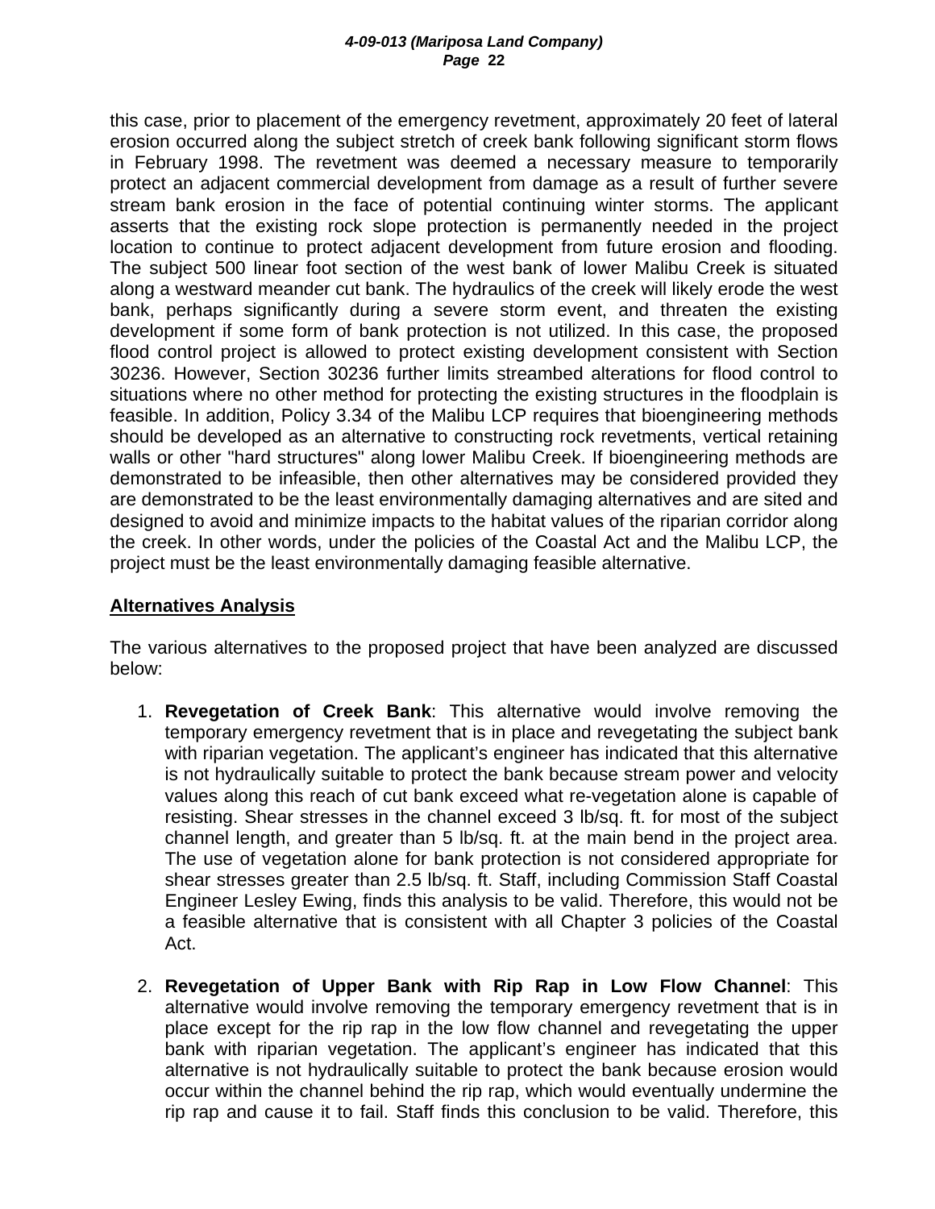this case, prior to placement of the emergency revetment, approximately 20 feet of lateral erosion occurred along the subject stretch of creek bank following significant storm flows in February 1998. The revetment was deemed a necessary measure to temporarily protect an adjacent commercial development from damage as a result of further severe stream bank erosion in the face of potential continuing winter storms. The applicant asserts that the existing rock slope protection is permanently needed in the project location to continue to protect adjacent development from future erosion and flooding. The subject 500 linear foot section of the west bank of lower Malibu Creek is situated along a westward meander cut bank. The hydraulics of the creek will likely erode the west bank, perhaps significantly during a severe storm event, and threaten the existing development if some form of bank protection is not utilized. In this case, the proposed flood control project is allowed to protect existing development consistent with Section 30236. However, Section 30236 further limits streambed alterations for flood control to situations where no other method for protecting the existing structures in the floodplain is feasible. In addition, Policy 3.34 of the Malibu LCP requires that bioengineering methods should be developed as an alternative to constructing rock revetments, vertical retaining walls or other "hard structures" along lower Malibu Creek. If bioengineering methods are demonstrated to be infeasible, then other alternatives may be considered provided they are demonstrated to be the least environmentally damaging alternatives and are sited and designed to avoid and minimize impacts to the habitat values of the riparian corridor along the creek. In other words, under the policies of the Coastal Act and the Malibu LCP, the project must be the least environmentally damaging feasible alternative.

## Alternatives Analysis

The various alternatives to the proposed project that have been analyzed are discussed below:

1. **Revegetation of Creek Bank**: This alternative would involve removing the temporary emergency revetment that is in place and revegetating the subject bank with riparian vegetation. The applicant's engineer has indicated that this alternative is not hydraulically suitable to protect the bank because stream power and velocity values along this reach of cut bank exceed what re-vegetation alone is capable of resisting. Shear stresses in the channel exceed 3 lb/sq. ft. for most of the subject channel length, and greater than 5 lb/sq. ft. at the main bend in the project area. The use of vegetation alone for bank protection is not considered appropriate for shear stresses greater than 2.5 lb/sq. ft. Staff, including Commission Staff Coastal Engineer Lesley Ewing, finds this analysis to be valid. Therefore, this would not be a feasible alternative that is consistent with all Chapter 3 policies of the Coastal Act.

2. **Revegetation of Upper Bank with Rip Rap in Low Flow Channel**: This alternative would involve removing the temporary emergency revetment that is in place except for the rip rap in the low flow channel and revegetating the upper bank with riparian vegetation. The applicant's engineer has indicated that this alternative is not hydraulically suitable to protect the bank because erosion would occur within the channel behind the rip rap, which would eventually undermine the rip rap and cause it to fail. Staff finds this conclusion to be valid. Therefore, this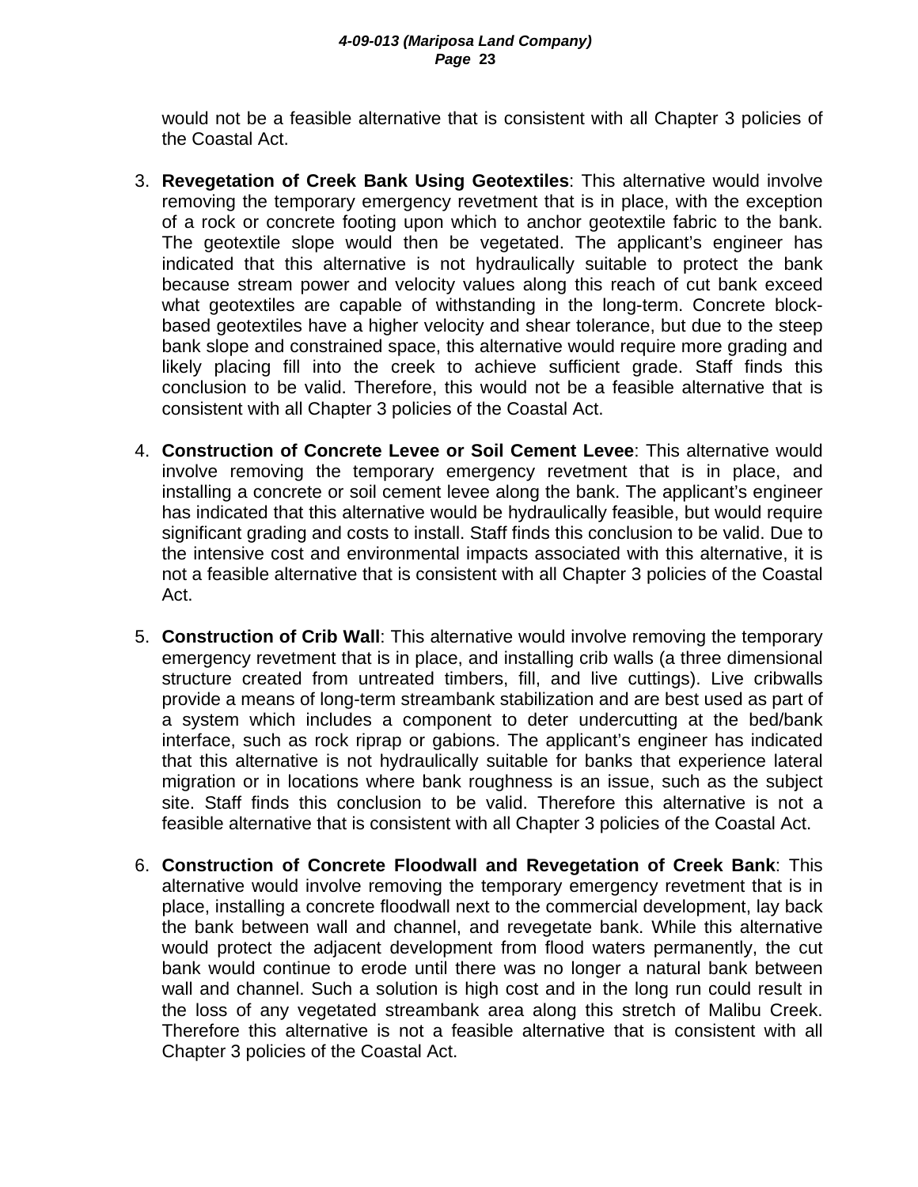would not be a feasible alternative that is consistent with all Chapter 3 policies of the Coastal Act.

3. **Revegetation of Creek Bank Using Geotextiles**: This alternative would involve removing the temporary emergency revetment that is in place, with the exception of a rock or concrete footing upon which to anchor geotextile fabric to the bank. The geotextile slope would then be vegetated. The applicant's engineer has indicated that this alternative is not hydraulically suitable to protect the bank because stream power and velocity values along this reach of cut bank exceed what geotextiles are capable of withstanding in the long-term. Concrete block-based geotextiles have a higher velocity and shear tolerance, but due to the steep bank slope and constrained space, this alternative would require more grading and likely placing fill into the creek to achieve sufficient grade. Staff finds this conclusion to be valid. Therefore, this would not be a feasible alternative that is consistent with all Chapter 3 policies of the Coastal Act.

4. **Construction of Concrete Levee or Soil Cement Levee**: This alternative would involve removing the temporary emergency revetment that is in place, and installing a concrete or soil cement levee along the bank. The applicant's engineer has indicated that this alternative would be hydraulically feasible, but would require significant grading and costs to install. Staff finds this conclusion to be valid. Due to the intensive cost and environmental impacts associated with this alternative, it is not a feasible alternative that is consistent with all Chapter 3 policies of the Coastal Act.

5. **Construction of Crib Wall**: This alternative would involve removing the temporary emergency revetment that is in place, and installing crib walls (a three dimensional structure created from untreated timbers, fill, and live cuttings). Live cribwalls provide a means of long-term streambank stabilization and are best used as part of a system which includes a component to deter undercutting at the bed/bank interface, such as rock riprap or gabions. The applicant's engineer has indicated that this alternative is not hydraulically suitable for banks that experience lateral migration or in locations where bank roughness is an issue, such as the subject site. Staff finds this conclusion to be valid. Therefore this alternative is not a feasible alternative that is consistent with all Chapter 3 policies of the Coastal Act.

6. **Construction of Concrete Floodwall and Revegetation of Creek Bank**: This alternative would involve removing the temporary emergency revetment that is in place, installing a concrete floodwall next to the commercial development, lay back the bank between wall and channel, and revegetate bank. While this alternative would protect the adjacent development from flood waters permanently, the cut bank would continue to erode until there was no longer a natural bank between wall and channel. Such a solution is high cost and in the long run could result in the loss of any vegetated streambank area along this stretch of Malibu Creek. Therefore this alternative is not a feasible alternative that is consistent with all Chapter 3 policies of the Coastal Act.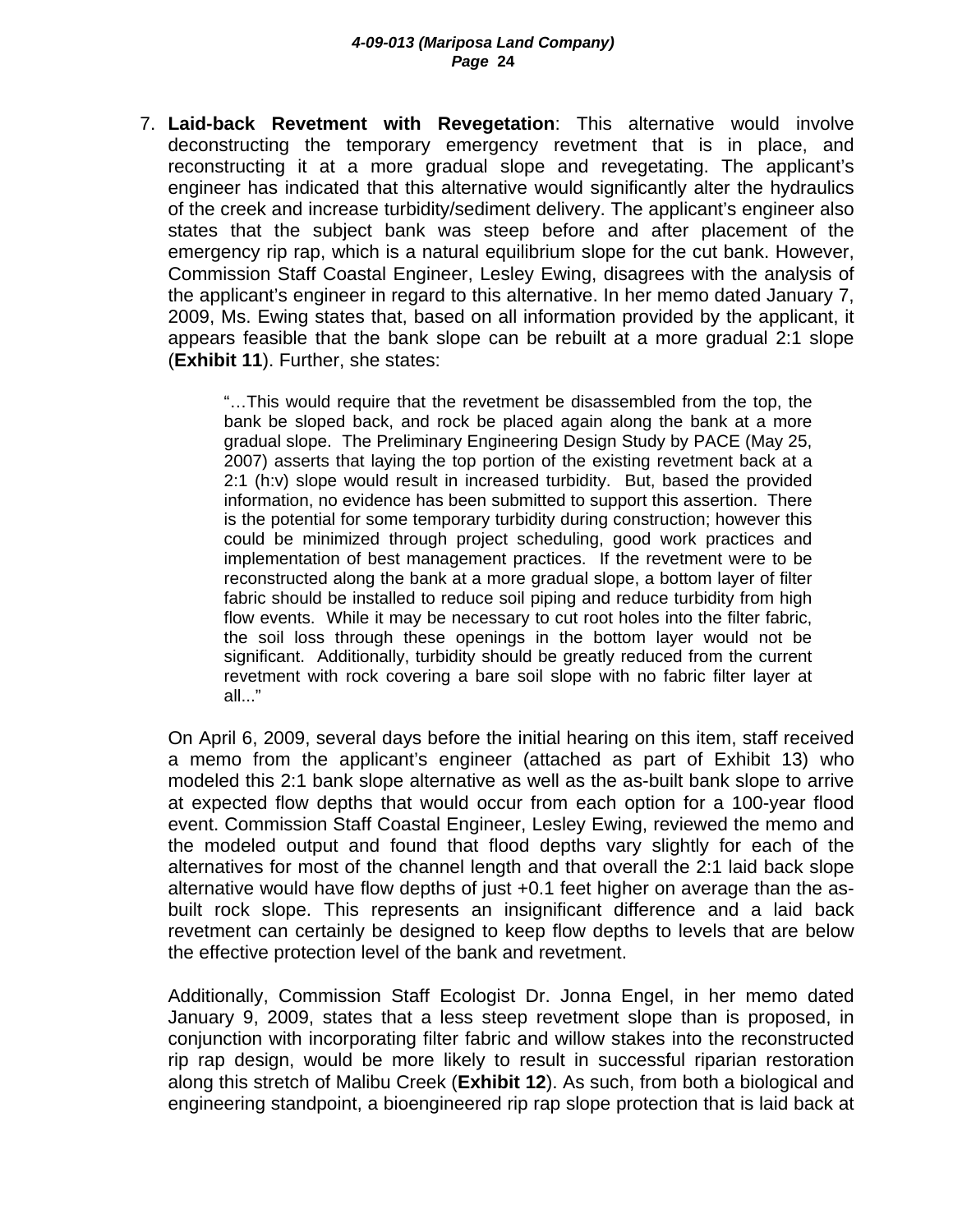7. **Laid-back Revetment with Revegetation**: This alternative would involve deconstructing the temporary emergency revetment that is in place, and reconstructing it at a more gradual slope and revegetating. The applicant's engineer has indicated that this alternative would significantly alter the hydraulics of the creek and increase turbidity/sediment delivery. The applicant's engineer also states that the subject bank was steep before and after placement of the emergency rip rap, which is a natural equilibrium slope for the cut bank. However, Commission Staff Coastal Engineer, Lesley Ewing, disagrees with the analysis of the applicant's engineer in regard to this alternative. In her memo dated January 7, 2009, Ms. Ewing states that, based on all information provided by the applicant, it appears feasible that the bank slope can be rebuilt at a more gradual 2:1 slope (**Exhibit 11**). Further, she states:

   > "…This would require that the revetment be disassembled from the top, the bank be sloped back, and rock be placed again along the bank at a more gradual slope. The Preliminary Engineering Design Study by PACE (May 25, 2007) asserts that laying the top portion of the existing revetment back at a 2:1 (h:v) slope would result in increased turbidity. But, based the provided information, no evidence has been submitted to support this assertion. There is the potential for some temporary turbidity during construction; however this could be minimized through project scheduling, good work practices and implementation of best management practices. If the revetment were to be reconstructed along the bank at a more gradual slope, a bottom layer of filter fabric should be installed to reduce soil piping and reduce turbidity from high flow events. While it may be necessary to cut root holes into the filter fabric, the soil loss through these openings in the bottom layer would not be significant. Additionally, turbidity should be greatly reduced from the current revetment with rock covering a bare soil slope with no fabric filter layer at all..."

   On April 6, 2009, several days before the initial hearing on this item, staff received a memo from the applicant's engineer (attached as part of Exhibit 13) who modeled this 2:1 bank slope alternative as well as the as-built bank slope to arrive at expected flow depths that would occur from each option for a 100-year flood event. Commission Staff Coastal Engineer, Lesley Ewing, reviewed the memo and the modeled output and found that flood depths vary slightly for each of the alternatives for most of the channel length and that overall the 2:1 laid back slope alternative would have flow depths of just +0.1 feet higher on average than the as-built rock slope. This represents an insignificant difference and a laid back revetment can certainly be designed to keep flow depths to levels that are below the effective protection level of the bank and revetment.

   Additionally, Commission Staff Ecologist Dr. Jonna Engel, in her memo dated January 9, 2009, states that a less steep revetment slope than is proposed, in conjunction with incorporating filter fabric and willow stakes into the reconstructed rip rap design, would be more likely to result in successful riparian restoration along this stretch of Malibu Creek (**Exhibit 12**). As such, from both a biological and engineering standpoint, a bioengineered rip rap slope protection that is laid back at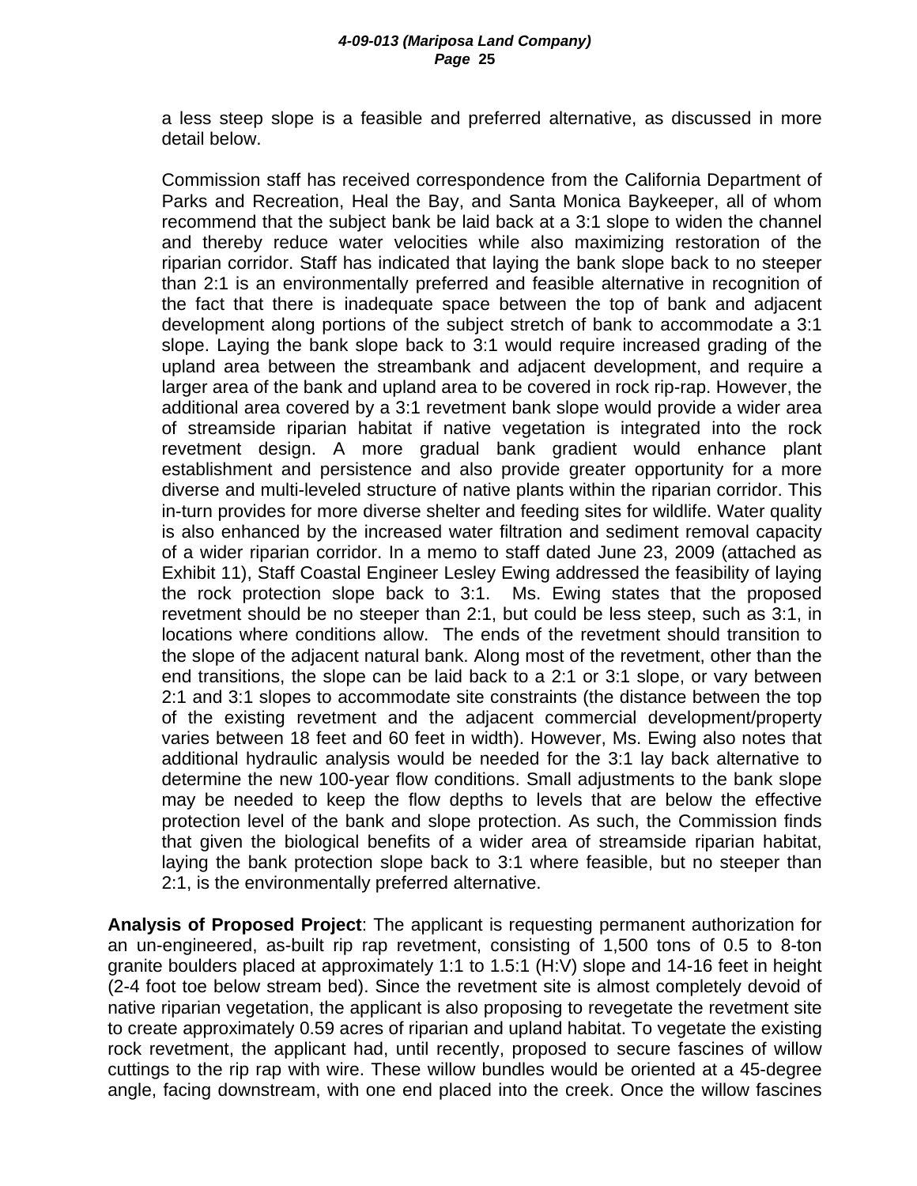a less steep slope is a feasible and preferred alternative, as discussed in more detail below.

Commission staff has received correspondence from the California Department of Parks and Recreation, Heal the Bay, and Santa Monica Baykeeper, all of whom recommend that the subject bank be laid back at a 3:1 slope to widen the channel and thereby reduce water velocities while also maximizing restoration of the riparian corridor. Staff has indicated that laying the bank slope back to no steeper than 2:1 is an environmentally preferred and feasible alternative in recognition of the fact that there is inadequate space between the top of bank and adjacent development along portions of the subject stretch of bank to accommodate a 3:1 slope. Laying the bank slope back to 3:1 would require increased grading of the upland area between the streambank and adjacent development, and require a larger area of the bank and upland area to be covered in rock rip-rap. However, the additional area covered by a 3:1 revetment bank slope would provide a wider area of streamside riparian habitat if native vegetation is integrated into the rock revetment design. A more gradual bank gradient would enhance plant establishment and persistence and also provide greater opportunity for a more diverse and multi-leveled structure of native plants within the riparian corridor. This in-turn provides for more diverse shelter and feeding sites for wildlife. Water quality is also enhanced by the increased water filtration and sediment removal capacity of a wider riparian corridor. In a memo to staff dated June 23, 2009 (attached as Exhibit 11), Staff Coastal Engineer Lesley Ewing addressed the feasibility of laying the rock protection slope back to 3:1. Ms. Ewing states that the proposed revetment should be no steeper than 2:1, but could be less steep, such as 3:1, in locations where conditions allow. The ends of the revetment should transition to the slope of the adjacent natural bank. Along most of the revetment, other than the end transitions, the slope can be laid back to a 2:1 or 3:1 slope, or vary between 2:1 and 3:1 slopes to accommodate site constraints (the distance between the top of the existing revetment and the adjacent commercial development/property varies between 18 feet and 60 feet in width). However, Ms. Ewing also notes that additional hydraulic analysis would be needed for the 3:1 lay back alternative to determine the new 100-year flow conditions. Small adjustments to the bank slope may be needed to keep the flow depths to levels that are below the effective protection level of the bank and slope protection. As such, the Commission finds that given the biological benefits of a wider area of streamside riparian habitat, laying the bank protection slope back to 3:1 where feasible, but no steeper than 2:1, is the environmentally preferred alternative.

**Analysis of Proposed Project**: The applicant is requesting permanent authorization for an un-engineered, as-built rip rap revetment, consisting of 1,500 tons of 0.5 to 8-ton granite boulders placed at approximately 1:1 to 1.5:1 (H:V) slope and 14-16 feet in height (2-4 foot toe below stream bed). Since the revetment site is almost completely devoid of native riparian vegetation, the applicant is also proposing to revegetate the revetment site to create approximately 0.59 acres of riparian and upland habitat. To vegetate the existing rock revetment, the applicant had, until recently, proposed to secure fascines of willow cuttings to the rip rap with wire. These willow bundles would be oriented at a 45-degree angle, facing downstream, with one end placed into the creek. Once the willow fascines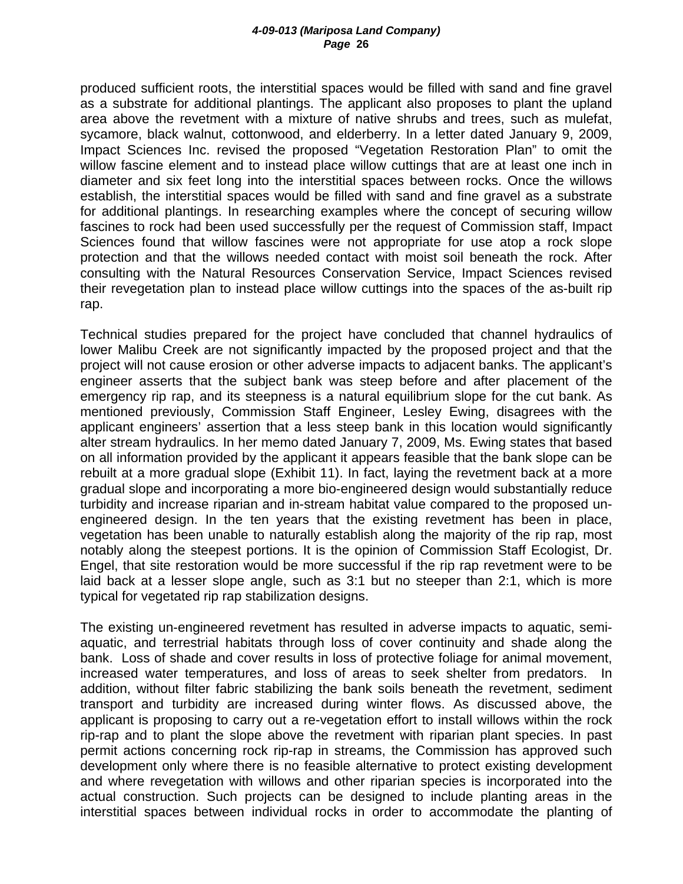produced sufficient roots, the interstitial spaces would be filled with sand and fine gravel as a substrate for additional plantings. The applicant also proposes to plant the upland area above the revetment with a mixture of native shrubs and trees, such as mulefat, sycamore, black walnut, cottonwood, and elderberry. In a letter dated January 9, 2009, Impact Sciences Inc. revised the proposed "Vegetation Restoration Plan" to omit the willow fascine element and to instead place willow cuttings that are at least one inch in diameter and six feet long into the interstitial spaces between rocks. Once the willows establish, the interstitial spaces would be filled with sand and fine gravel as a substrate for additional plantings. In researching examples where the concept of securing willow fascines to rock had been used successfully per the request of Commission staff, Impact Sciences found that willow fascines were not appropriate for use atop a rock slope protection and that the willows needed contact with moist soil beneath the rock. After consulting with the Natural Resources Conservation Service, Impact Sciences revised their revegetation plan to instead place willow cuttings into the spaces of the as-built rip rap.

Technical studies prepared for the project have concluded that channel hydraulics of lower Malibu Creek are not significantly impacted by the proposed project and that the project will not cause erosion or other adverse impacts to adjacent banks. The applicant's engineer asserts that the subject bank was steep before and after placement of the emergency rip rap, and its steepness is a natural equilibrium slope for the cut bank. As mentioned previously, Commission Staff Engineer, Lesley Ewing, disagrees with the applicant engineers' assertion that a less steep bank in this location would significantly alter stream hydraulics. In her memo dated January 7, 2009, Ms. Ewing states that based on all information provided by the applicant it appears feasible that the bank slope can be rebuilt at a more gradual slope (Exhibit 11). In fact, laying the revetment back at a more gradual slope and incorporating a more bio-engineered design would substantially reduce turbidity and increase riparian and in-stream habitat value compared to the proposed un-engineered design. In the ten years that the existing revetment has been in place, vegetation has been unable to naturally establish along the majority of the rip rap, most notably along the steepest portions. It is the opinion of Commission Staff Ecologist, Dr. Engel, that site restoration would be more successful if the rip rap revetment were to be laid back at a lesser slope angle, such as 3:1 but no steeper than 2:1, which is more typical for vegetated rip rap stabilization designs.

The existing un-engineered revetment has resulted in adverse impacts to aquatic, semi-aquatic, and terrestrial habitats through loss of cover continuity and shade along the bank. Loss of shade and cover results in loss of protective foliage for animal movement, increased water temperatures, and loss of areas to seek shelter from predators. In addition, without filter fabric stabilizing the bank soils beneath the revetment, sediment transport and turbidity are increased during winter flows. As discussed above, the applicant is proposing to carry out a re-vegetation effort to install willows within the rock rip-rap and to plant the slope above the revetment with riparian plant species. In past permit actions concerning rock rip-rap in streams, the Commission has approved such development only where there is no feasible alternative to protect existing development and where revegetation with willows and other riparian species is incorporated into the actual construction. Such projects can be designed to include planting areas in the interstitial spaces between individual rocks in order to accommodate the planting of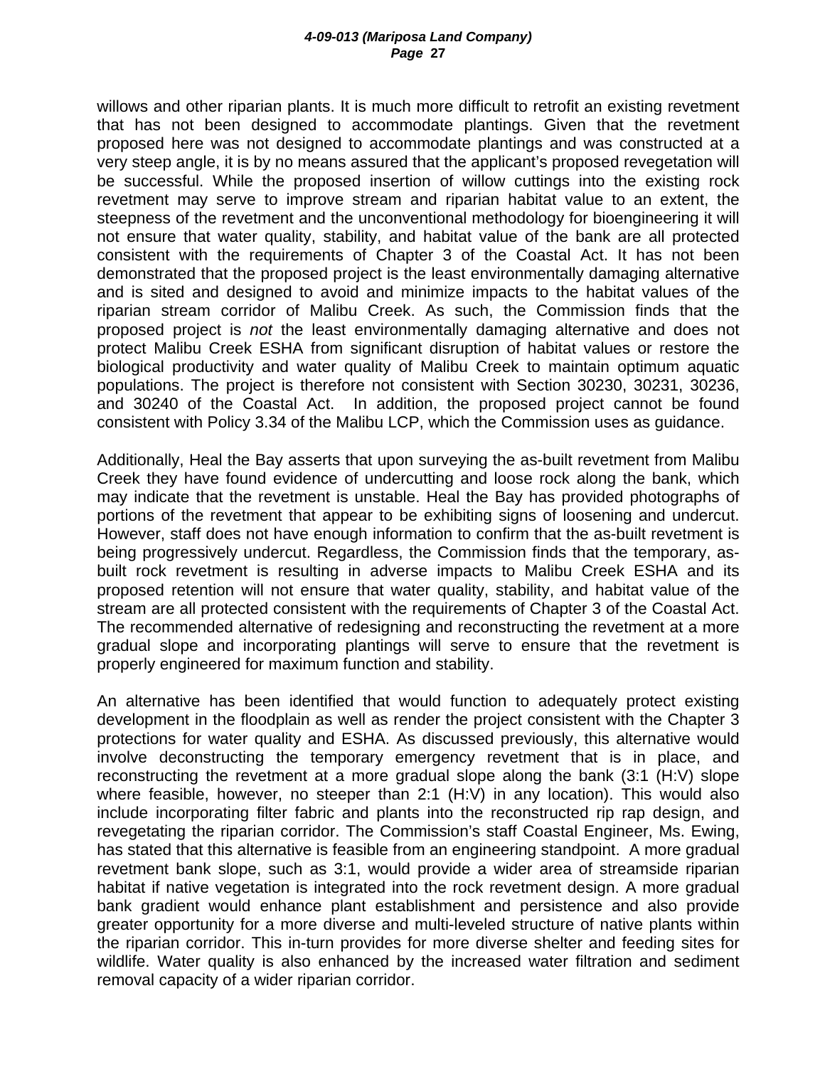willows and other riparian plants. It is much more difficult to retrofit an existing revetment that has not been designed to accommodate plantings. Given that the revetment proposed here was not designed to accommodate plantings and was constructed at a very steep angle, it is by no means assured that the applicant's proposed revegetation will be successful. While the proposed insertion of willow cuttings into the existing rock revetment may serve to improve stream and riparian habitat value to an extent, the steepness of the revetment and the unconventional methodology for bioengineering it will not ensure that water quality, stability, and habitat value of the bank are all protected consistent with the requirements of Chapter 3 of the Coastal Act. It has not been demonstrated that the proposed project is the least environmentally damaging alternative and is sited and designed to avoid and minimize impacts to the habitat values of the riparian stream corridor of Malibu Creek. As such, the Commission finds that the proposed project is *not* the least environmentally damaging alternative and does not protect Malibu Creek ESHA from significant disruption of habitat values or restore the biological productivity and water quality of Malibu Creek to maintain optimum aquatic populations. The project is therefore not consistent with Section 30230, 30231, 30236, and 30240 of the Coastal Act. In addition, the proposed project cannot be found consistent with Policy 3.34 of the Malibu LCP, which the Commission uses as guidance.

Additionally, Heal the Bay asserts that upon surveying the as-built revetment from Malibu Creek they have found evidence of undercutting and loose rock along the bank, which may indicate that the revetment is unstable. Heal the Bay has provided photographs of portions of the revetment that appear to be exhibiting signs of loosening and undercut. However, staff does not have enough information to confirm that the as-built revetment is being progressively undercut. Regardless, the Commission finds that the temporary, as-built rock revetment is resulting in adverse impacts to Malibu Creek ESHA and its proposed retention will not ensure that water quality, stability, and habitat value of the stream are all protected consistent with the requirements of Chapter 3 of the Coastal Act. The recommended alternative of redesigning and reconstructing the revetment at a more gradual slope and incorporating plantings will serve to ensure that the revetment is properly engineered for maximum function and stability.

An alternative has been identified that would function to adequately protect existing development in the floodplain as well as render the project consistent with the Chapter 3 protections for water quality and ESHA. As discussed previously, this alternative would involve deconstructing the temporary emergency revetment that is in place, and reconstructing the revetment at a more gradual slope along the bank (3:1 (H:V) slope where feasible, however, no steeper than 2:1 (H:V) in any location). This would also include incorporating filter fabric and plants into the reconstructed rip rap design, and revegetating the riparian corridor. The Commission's staff Coastal Engineer, Ms. Ewing, has stated that this alternative is feasible from an engineering standpoint. A more gradual revetment bank slope, such as 3:1, would provide a wider area of streamside riparian habitat if native vegetation is integrated into the rock revetment design. A more gradual bank gradient would enhance plant establishment and persistence and also provide greater opportunity for a more diverse and multi-leveled structure of native plants within the riparian corridor. This in-turn provides for more diverse shelter and feeding sites for wildlife. Water quality is also enhanced by the increased water filtration and sediment removal capacity of a wider riparian corridor.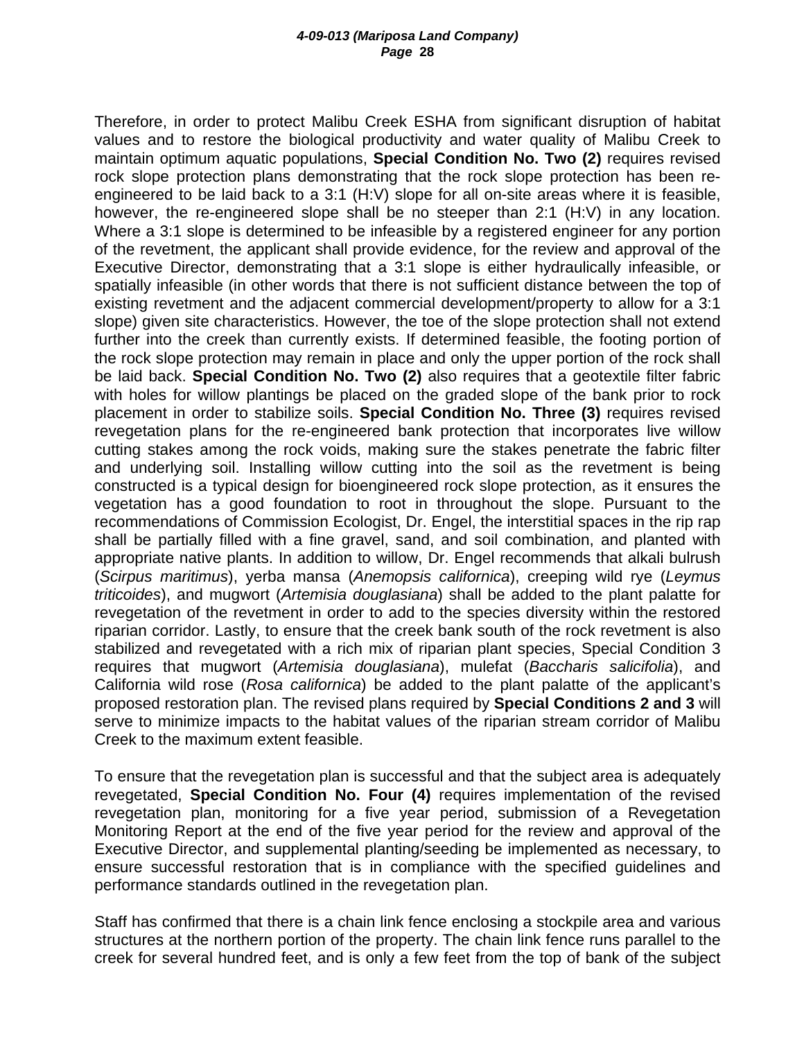Therefore, in order to protect Malibu Creek ESHA from significant disruption of habitat values and to restore the biological productivity and water quality of Malibu Creek to maintain optimum aquatic populations, **Special Condition No. Two (2)** requires revised rock slope protection plans demonstrating that the rock slope protection has been re-engineered to be laid back to a 3:1 (H:V) slope for all on-site areas where it is feasible, however, the re-engineered slope shall be no steeper than 2:1 (H:V) in any location. Where a 3:1 slope is determined to be infeasible by a registered engineer for any portion of the revetment, the applicant shall provide evidence, for the review and approval of the Executive Director, demonstrating that a 3:1 slope is either hydraulically infeasible, or spatially infeasible (in other words that there is not sufficient distance between the top of existing revetment and the adjacent commercial development/property to allow for a 3:1 slope) given site characteristics. However, the toe of the slope protection shall not extend further into the creek than currently exists. If determined feasible, the footing portion of the rock slope protection may remain in place and only the upper portion of the rock shall be laid back. **Special Condition No. Two (2)** also requires that a geotextile filter fabric with holes for willow plantings be placed on the graded slope of the bank prior to rock placement in order to stabilize soils. **Special Condition No. Three (3)** requires revised revegetation plans for the re-engineered bank protection that incorporates live willow cutting stakes among the rock voids, making sure the stakes penetrate the fabric filter and underlying soil. Installing willow cutting into the soil as the revetment is being constructed is a typical design for bioengineered rock slope protection, as it ensures the vegetation has a good foundation to root in throughout the slope. Pursuant to the recommendations of Commission Ecologist, Dr. Engel, the interstitial spaces in the rip rap shall be partially filled with a fine gravel, sand, and soil combination, and planted with appropriate native plants. In addition to willow, Dr. Engel recommends that alkali bulrush (*Scirpus maritimus*), yerba mansa (*Anemopsis californica*), creeping wild rye (*Leymus triticoides*), and mugwort (*Artemisia douglasiana*) shall be added to the plant palatte for revegetation of the revetment in order to add to the species diversity within the restored riparian corridor. Lastly, to ensure that the creek bank south of the rock revetment is also stabilized and revegetated with a rich mix of riparian plant species, Special Condition 3 requires that mugwort (*Artemisia douglasiana*), mulefat (*Baccharis salicifolia*), and California wild rose (*Rosa californica*) be added to the plant palatte of the applicant's proposed restoration plan. The revised plans required by **Special Conditions 2 and 3** will serve to minimize impacts to the habitat values of the riparian stream corridor of Malibu Creek to the maximum extent feasible.

To ensure that the revegetation plan is successful and that the subject area is adequately revegetated, **Special Condition No. Four (4)** requires implementation of the revised revegetation plan, monitoring for a five year period, submission of a Revegetation Monitoring Report at the end of the five year period for the review and approval of the Executive Director, and supplemental planting/seeding be implemented as necessary, to ensure successful restoration that is in compliance with the specified guidelines and performance standards outlined in the revegetation plan.

Staff has confirmed that there is a chain link fence enclosing a stockpile area and various structures at the northern portion of the property. The chain link fence runs parallel to the creek for several hundred feet, and is only a few feet from the top of bank of the subject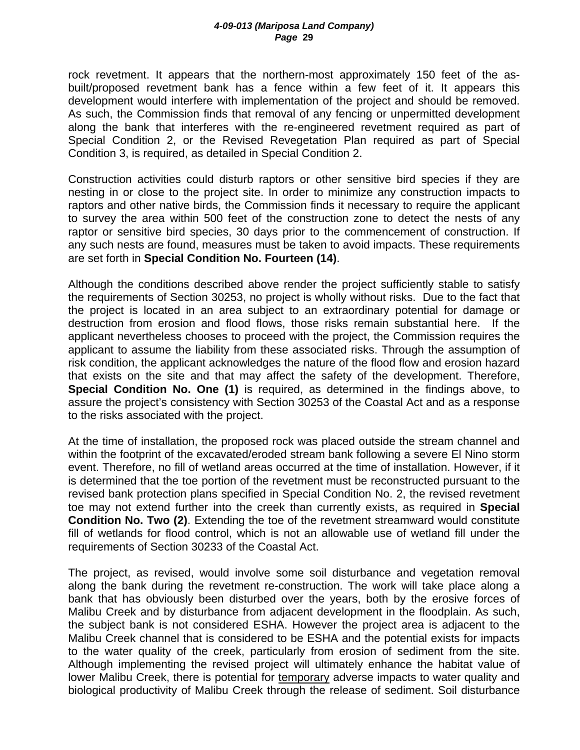rock revetment. It appears that the northern-most approximately 150 feet of the as-built/proposed revetment bank has a fence within a few feet of it. It appears this development would interfere with implementation of the project and should be removed. As such, the Commission finds that removal of any fencing or unpermitted development along the bank that interferes with the re-engineered revetment required as part of Special Condition 2, or the Revised Revegetation Plan required as part of Special Condition 3, is required, as detailed in Special Condition 2.

Construction activities could disturb raptors or other sensitive bird species if they are nesting in or close to the project site. In order to minimize any construction impacts to raptors and other native birds, the Commission finds it necessary to require the applicant to survey the area within 500 feet of the construction zone to detect the nests of any raptor or sensitive bird species, 30 days prior to the commencement of construction. If any such nests are found, measures must be taken to avoid impacts. These requirements are set forth in **Special Condition No. Fourteen (14)**.

Although the conditions described above render the project sufficiently stable to satisfy the requirements of Section 30253, no project is wholly without risks. Due to the fact that the project is located in an area subject to an extraordinary potential for damage or destruction from erosion and flood flows, those risks remain substantial here. If the applicant nevertheless chooses to proceed with the project, the Commission requires the applicant to assume the liability from these associated risks. Through the assumption of risk condition, the applicant acknowledges the nature of the flood flow and erosion hazard that exists on the site and that may affect the safety of the development. Therefore, **Special Condition No. One (1)** is required, as determined in the findings above, to assure the project's consistency with Section 30253 of the Coastal Act and as a response to the risks associated with the project.

At the time of installation, the proposed rock was placed outside the stream channel and within the footprint of the excavated/eroded stream bank following a severe El Nino storm event. Therefore, no fill of wetland areas occurred at the time of installation. However, if it is determined that the toe portion of the revetment must be reconstructed pursuant to the revised bank protection plans specified in Special Condition No. 2, the revised revetment toe may not extend further into the creek than currently exists, as required in **Special Condition No. Two (2)**. Extending the toe of the revetment streamward would constitute fill of wetlands for flood control, which is not an allowable use of wetland fill under the requirements of Section 30233 of the Coastal Act.

The project, as revised, would involve some soil disturbance and vegetation removal along the bank during the revetment re-construction. The work will take place along a bank that has obviously been disturbed over the years, both by the erosive forces of Malibu Creek and by disturbance from adjacent development in the floodplain. As such, the subject bank is not considered ESHA. However the project area is adjacent to the Malibu Creek channel that is considered to be ESHA and the potential exists for impacts to the water quality of the creek, particularly from erosion of sediment from the site. Although implementing the revised project will ultimately enhance the habitat value of lower Malibu Creek, there is potential for <u>temporary</u> adverse impacts to water quality and biological productivity of Malibu Creek through the release of sediment. Soil disturbance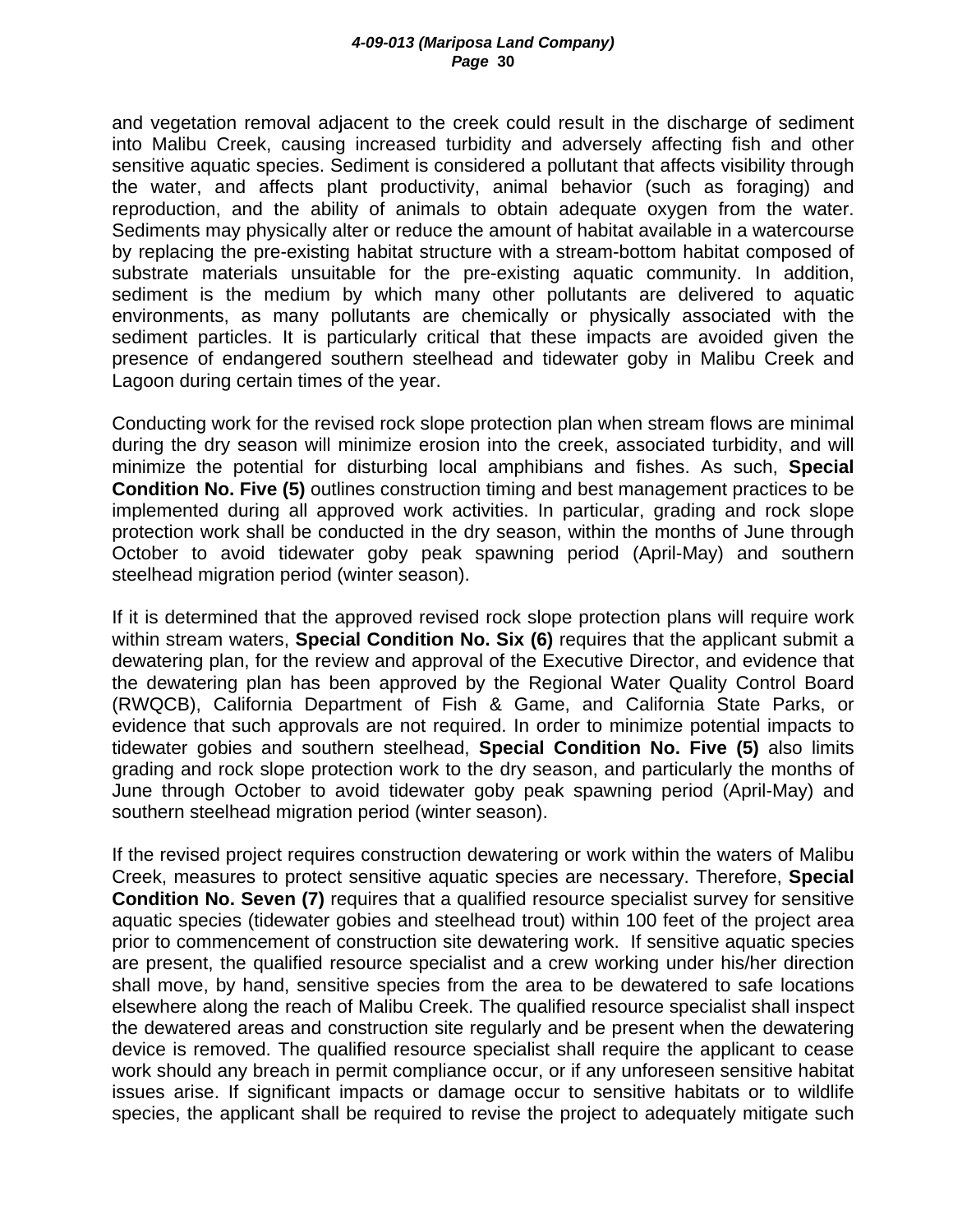and vegetation removal adjacent to the creek could result in the discharge of sediment into Malibu Creek, causing increased turbidity and adversely affecting fish and other sensitive aquatic species. Sediment is considered a pollutant that affects visibility through the water, and affects plant productivity, animal behavior (such as foraging) and reproduction, and the ability of animals to obtain adequate oxygen from the water. Sediments may physically alter or reduce the amount of habitat available in a watercourse by replacing the pre-existing habitat structure with a stream-bottom habitat composed of substrate materials unsuitable for the pre-existing aquatic community. In addition, sediment is the medium by which many other pollutants are delivered to aquatic environments, as many pollutants are chemically or physically associated with the sediment particles. It is particularly critical that these impacts are avoided given the presence of endangered southern steelhead and tidewater goby in Malibu Creek and Lagoon during certain times of the year.

Conducting work for the revised rock slope protection plan when stream flows are minimal during the dry season will minimize erosion into the creek, associated turbidity, and will minimize the potential for disturbing local amphibians and fishes. As such, **Special Condition No. Five (5)** outlines construction timing and best management practices to be implemented during all approved work activities. In particular, grading and rock slope protection work shall be conducted in the dry season, within the months of June through October to avoid tidewater goby peak spawning period (April-May) and southern steelhead migration period (winter season).

If it is determined that the approved revised rock slope protection plans will require work within stream waters, **Special Condition No. Six (6)** requires that the applicant submit a dewatering plan, for the review and approval of the Executive Director, and evidence that the dewatering plan has been approved by the Regional Water Quality Control Board (RWQCB), California Department of Fish & Game, and California State Parks, or evidence that such approvals are not required. In order to minimize potential impacts to tidewater gobies and southern steelhead, **Special Condition No. Five (5)** also limits grading and rock slope protection work to the dry season, and particularly the months of June through October to avoid tidewater goby peak spawning period (April-May) and southern steelhead migration period (winter season).

If the revised project requires construction dewatering or work within the waters of Malibu Creek, measures to protect sensitive aquatic species are necessary. Therefore, **Special Condition No. Seven (7)** requires that a qualified resource specialist survey for sensitive aquatic species (tidewater gobies and steelhead trout) within 100 feet of the project area prior to commencement of construction site dewatering work. If sensitive aquatic species are present, the qualified resource specialist and a crew working under his/her direction shall move, by hand, sensitive species from the area to be dewatered to safe locations elsewhere along the reach of Malibu Creek. The qualified resource specialist shall inspect the dewatered areas and construction site regularly and be present when the dewatering device is removed. The qualified resource specialist shall require the applicant to cease work should any breach in permit compliance occur, or if any unforeseen sensitive habitat issues arise. If significant impacts or damage occur to sensitive habitats or to wildlife species, the applicant shall be required to revise the project to adequately mitigate such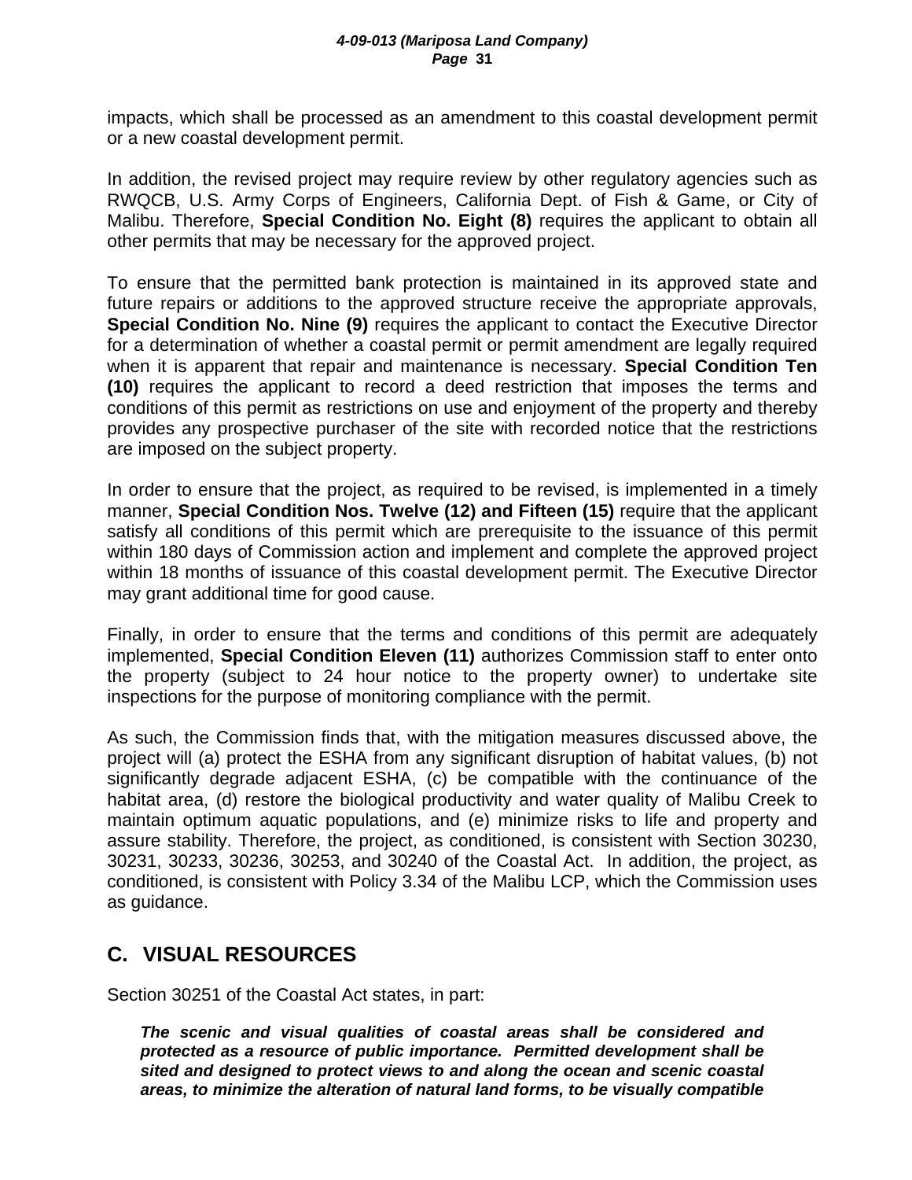impacts, which shall be processed as an amendment to this coastal development permit or a new coastal development permit.

In addition, the revised project may require review by other regulatory agencies such as RWQCB, U.S. Army Corps of Engineers, California Dept. of Fish & Game, or City of Malibu. Therefore, **Special Condition No. Eight (8)** requires the applicant to obtain all other permits that may be necessary for the approved project.

To ensure that the permitted bank protection is maintained in its approved state and future repairs or additions to the approved structure receive the appropriate approvals, **Special Condition No. Nine (9)** requires the applicant to contact the Executive Director for a determination of whether a coastal permit or permit amendment are legally required when it is apparent that repair and maintenance is necessary. **Special Condition Ten (10)** requires the applicant to record a deed restriction that imposes the terms and conditions of this permit as restrictions on use and enjoyment of the property and thereby provides any prospective purchaser of the site with recorded notice that the restrictions are imposed on the subject property.

In order to ensure that the project, as required to be revised, is implemented in a timely manner, **Special Condition Nos. Twelve (12) and Fifteen (15)** require that the applicant satisfy all conditions of this permit which are prerequisite to the issuance of this permit within 180 days of Commission action and implement and complete the approved project within 18 months of issuance of this coastal development permit. The Executive Director may grant additional time for good cause.

Finally, in order to ensure that the terms and conditions of this permit are adequately implemented, **Special Condition Eleven (11)** authorizes Commission staff to enter onto the property (subject to 24 hour notice to the property owner) to undertake site inspections for the purpose of monitoring compliance with the permit.

As such, the Commission finds that, with the mitigation measures discussed above, the project will (a) protect the ESHA from any significant disruption of habitat values, (b) not significantly degrade adjacent ESHA, (c) be compatible with the continuance of the habitat area, (d) restore the biological productivity and water quality of Malibu Creek to maintain optimum aquatic populations, and (e) minimize risks to life and property and assure stability. Therefore, the project, as conditioned, is consistent with Section 30230, 30231, 30233, 30236, 30253, and 30240 of the Coastal Act. In addition, the project, as conditioned, is consistent with Policy 3.34 of the Malibu LCP, which the Commission uses as guidance.

## C. VISUAL RESOURCES

Section 30251 of the Coastal Act states, in part:

> ***The scenic and visual qualities of coastal areas shall be considered and protected as a resource of public importance. Permitted development shall be sited and designed to protect views to and along the ocean and scenic coastal areas, to minimize the alteration of natural land forms, to be visually compatible***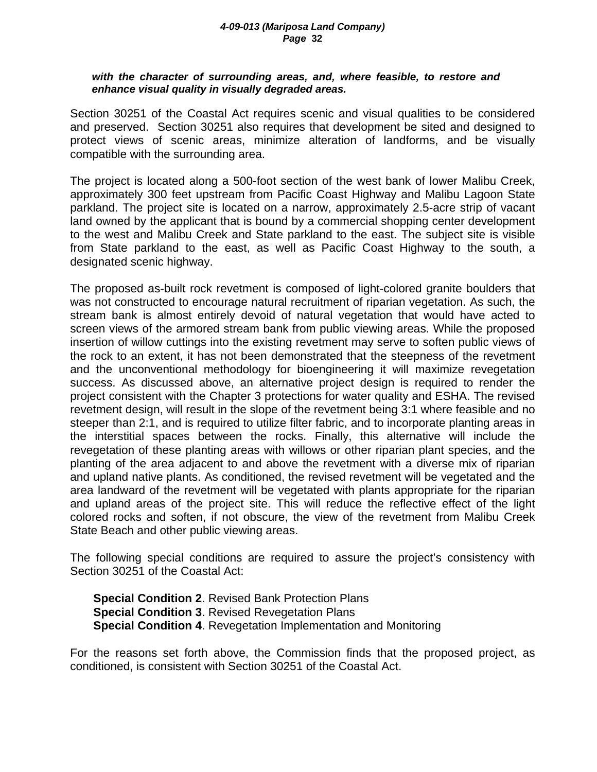***with the character of surrounding areas, and, where feasible, to restore and enhance visual quality in visually degraded areas.***

Section 30251 of the Coastal Act requires scenic and visual qualities to be considered and preserved. Section 30251 also requires that development be sited and designed to protect views of scenic areas, minimize alteration of landforms, and be visually compatible with the surrounding area.

The project is located along a 500-foot section of the west bank of lower Malibu Creek, approximately 300 feet upstream from Pacific Coast Highway and Malibu Lagoon State parkland. The project site is located on a narrow, approximately 2.5-acre strip of vacant land owned by the applicant that is bound by a commercial shopping center development to the west and Malibu Creek and State parkland to the east. The subject site is visible from State parkland to the east, as well as Pacific Coast Highway to the south, a designated scenic highway.

The proposed as-built rock revetment is composed of light-colored granite boulders that was not constructed to encourage natural recruitment of riparian vegetation. As such, the stream bank is almost entirely devoid of natural vegetation that would have acted to screen views of the armored stream bank from public viewing areas. While the proposed insertion of willow cuttings into the existing revetment may serve to soften public views of the rock to an extent, it has not been demonstrated that the steepness of the revetment and the unconventional methodology for bioengineering it will maximize revegetation success. As discussed above, an alternative project design is required to render the project consistent with the Chapter 3 protections for water quality and ESHA. The revised revetment design, will result in the slope of the revetment being 3:1 where feasible and no steeper than 2:1, and is required to utilize filter fabric, and to incorporate planting areas in the interstitial spaces between the rocks. Finally, this alternative will include the revegetation of these planting areas with willows or other riparian plant species, and the planting of the area adjacent to and above the revetment with a diverse mix of riparian and upland native plants. As conditioned, the revised revetment will be vegetated and the area landward of the revetment will be vegetated with plants appropriate for the riparian and upland areas of the project site. This will reduce the reflective effect of the light colored rocks and soften, if not obscure, the view of the revetment from Malibu Creek State Beach and other public viewing areas.

The following special conditions are required to assure the project's consistency with Section 30251 of the Coastal Act:

**Special Condition 2**. Revised Bank Protection Plans
**Special Condition 3**. Revised Revegetation Plans
**Special Condition 4**. Revegetation Implementation and Monitoring

For the reasons set forth above, the Commission finds that the proposed project, as conditioned, is consistent with Section 30251 of the Coastal Act.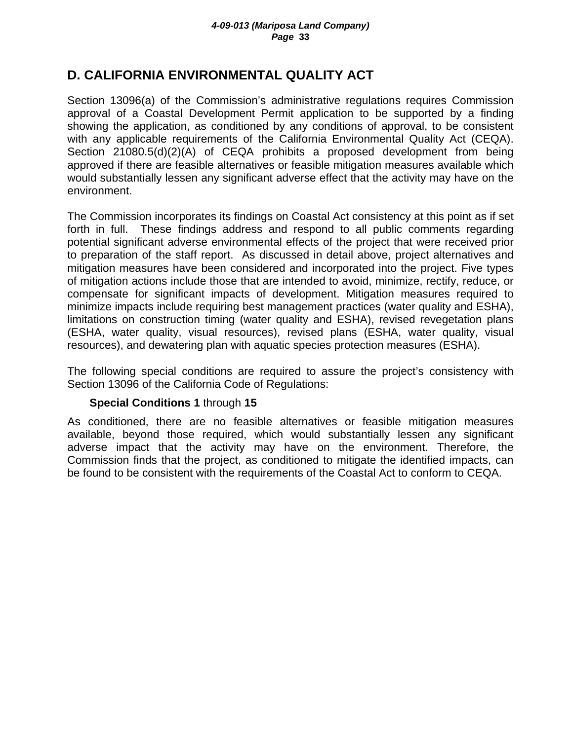## D. CALIFORNIA ENVIRONMENTAL QUALITY ACT

Section 13096(a) of the Commission's administrative regulations requires Commission approval of a Coastal Development Permit application to be supported by a finding showing the application, as conditioned by any conditions of approval, to be consistent with any applicable requirements of the California Environmental Quality Act (CEQA). Section 21080.5(d)(2)(A) of CEQA prohibits a proposed development from being approved if there are feasible alternatives or feasible mitigation measures available which would substantially lessen any significant adverse effect that the activity may have on the environment.

The Commission incorporates its findings on Coastal Act consistency at this point as if set forth in full. These findings address and respond to all public comments regarding potential significant adverse environmental effects of the project that were received prior to preparation of the staff report. As discussed in detail above, project alternatives and mitigation measures have been considered and incorporated into the project. Five types of mitigation actions include those that are intended to avoid, minimize, rectify, reduce, or compensate for significant impacts of development. Mitigation measures required to minimize impacts include requiring best management practices (water quality and ESHA), limitations on construction timing (water quality and ESHA), revised revegetation plans (ESHA, water quality, visual resources), revised plans (ESHA, water quality, visual resources), and dewatering plan with aquatic species protection measures (ESHA).

The following special conditions are required to assure the project's consistency with Section 13096 of the California Code of Regulations:

**Special Conditions 1** through **15**

As conditioned, there are no feasible alternatives or feasible mitigation measures available, beyond those required, which would substantially lessen any significant adverse impact that the activity may have on the environment. Therefore, the Commission finds that the project, as conditioned to mitigate the identified impacts, can be found to be consistent with the requirements of the Coastal Act to conform to CEQA.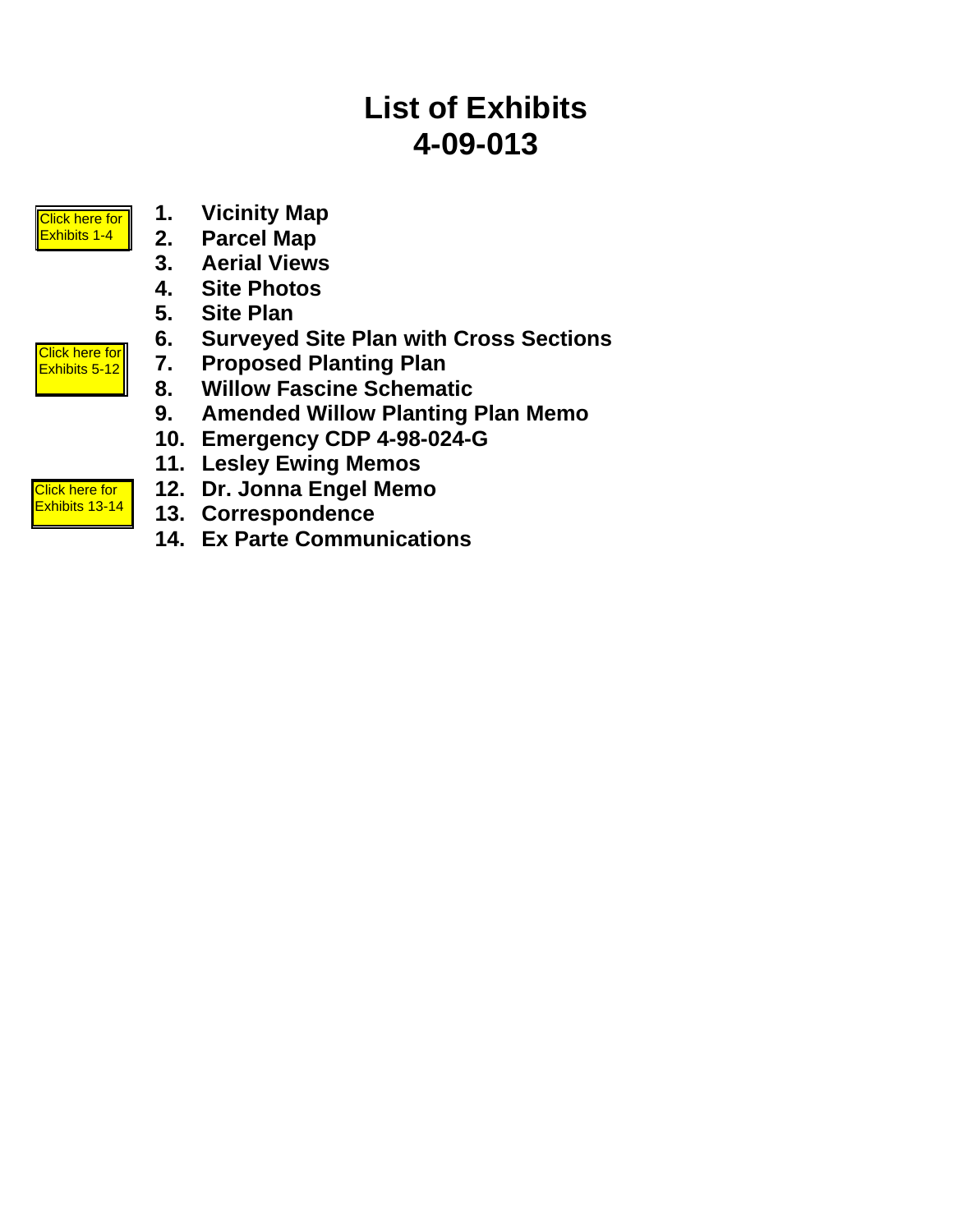# List of Exhibits
# 4-09-013

Click here for Exhibits 1-4

Click here for Exhibits 5-12

Click here for Exhibits 13-14

1. **Vicinity Map**
2. **Parcel Map**
3. **Aerial Views**
4. **Site Photos**
5. **Site Plan**
6. **Surveyed Site Plan with Cross Sections**
7. **Proposed Planting Plan**
8. **Willow Fascine Schematic**
9. **Amended Willow Planting Plan Memo**
10. **Emergency CDP 4-98-024-G**
11. **Lesley Ewing Memos**
12. **Dr. Jonna Engel Memo**
13. **Correspondence**
14. **Ex Parte Communications**